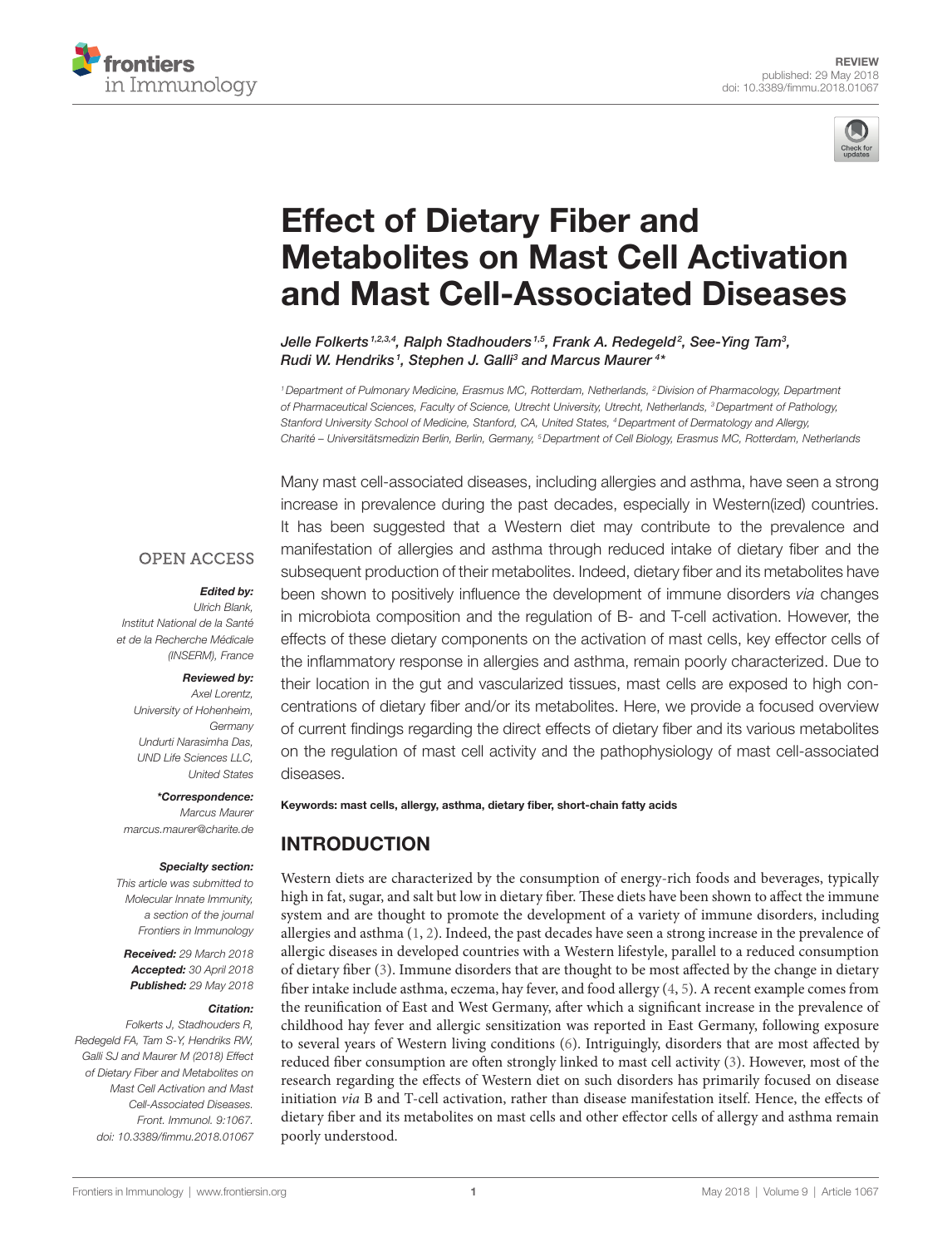REVIEW
published: 29 May 2018
doi: 10.3389/fimmu.2018.01067

# Effect of Dietary Fiber and Metabolites on Mast Cell Activation and Mast Cell-Associated Diseases

*Jelle Folkerts[1,2,3,4], Ralph Stadhouders[1,5], Frank A. Redegeld[2], See-Ying Tam[3], Rudi W. Hendriks[1], Stephen J. Galli[3] and Marcus Maurer[4]**

[1] Department of Pulmonary Medicine, Erasmus MC, Rotterdam, Netherlands, [2] Division of Pharmacology, Department of Pharmaceutical Sciences, Faculty of Science, Utrecht University, Utrecht, Netherlands, [3] Department of Pathology, Stanford University School of Medicine, Stanford, CA, United States, [4] Department of Dermatology and Allergy, Charité – Universitätsmedizin Berlin, Berlin, Germany, [5] Department of Cell Biology, Erasmus MC, Rotterdam, Netherlands

OPEN ACCESS

***Edited by:***
Ulrich Blank,
Institut National de la Santé et de la Recherche Médicale (INSERM), France

***Reviewed by:***
Axel Lorentz,
University of Hohenheim, Germany
Undurti Narasimha Das,
UND Life Sciences LLC, United States

***\*Correspondence:***
Marcus Maurer
marcus.maurer@charite.de

***Specialty section:***
This article was submitted to Molecular Innate Immunity, a section of the journal Frontiers in Immunology

***Received:*** 29 March 2018
***Accepted:*** 30 April 2018
***Published:*** 29 May 2018

***Citation:***
Folkerts J, Stadhouders R, Redegeld FA, Tam S-Y, Hendriks RW, Galli SJ and Maurer M (2018) Effect of Dietary Fiber and Metabolites on Mast Cell Activation and Mast Cell-Associated Diseases. Front. Immunol. 9:1067. doi: 10.3389/fimmu.2018.01067

Many mast cell-associated diseases, including allergies and asthma, have seen a strong increase in prevalence during the past decades, especially in Western(ized) countries. It has been suggested that a Western diet may contribute to the prevalence and manifestation of allergies and asthma through reduced intake of dietary fiber and the subsequent production of their metabolites. Indeed, dietary fiber and its metabolites have been shown to positively influence the development of immune disorders *via* changes in microbiota composition and the regulation of B- and T-cell activation. However, the effects of these dietary components on the activation of mast cells, key effector cells of the inflammatory response in allergies and asthma, remain poorly characterized. Due to their location in the gut and vascularized tissues, mast cells are exposed to high concentrations of dietary fiber and/or its metabolites. Here, we provide a focused overview of current findings regarding the direct effects of dietary fiber and its various metabolites on the regulation of mast cell activity and the pathophysiology of mast cell-associated diseases.

**Keywords: mast cells, allergy, asthma, dietary fiber, short-chain fatty acids**

## INTRODUCTION

Western diets are characterized by the consumption of energy-rich foods and beverages, typically high in fat, sugar, and salt but low in dietary fiber. These diets have been shown to affect the immune system and are thought to promote the development of a variety of immune disorders, including allergies and asthma (1, 2). Indeed, the past decades have seen a strong increase in the prevalence of allergic diseases in developed countries with a Western lifestyle, parallel to a reduced consumption of dietary fiber (3). Immune disorders that are thought to be most affected by the change in dietary fiber intake include asthma, eczema, hay fever, and food allergy (4, 5). A recent example comes from the reunification of East and West Germany, after which a significant increase in the prevalence of childhood hay fever and allergic sensitization was reported in East Germany, following exposure to several years of Western living conditions (6). Intriguingly, disorders that are most affected by reduced fiber consumption are often strongly linked to mast cell activity (3). However, most of the research regarding the effects of Western diet on such disorders has primarily focused on disease initiation *via* B and T-cell activation, rather than disease manifestation itself. Hence, the effects of dietary fiber and its metabolites on mast cells and other effector cells of allergy and asthma remain poorly understood.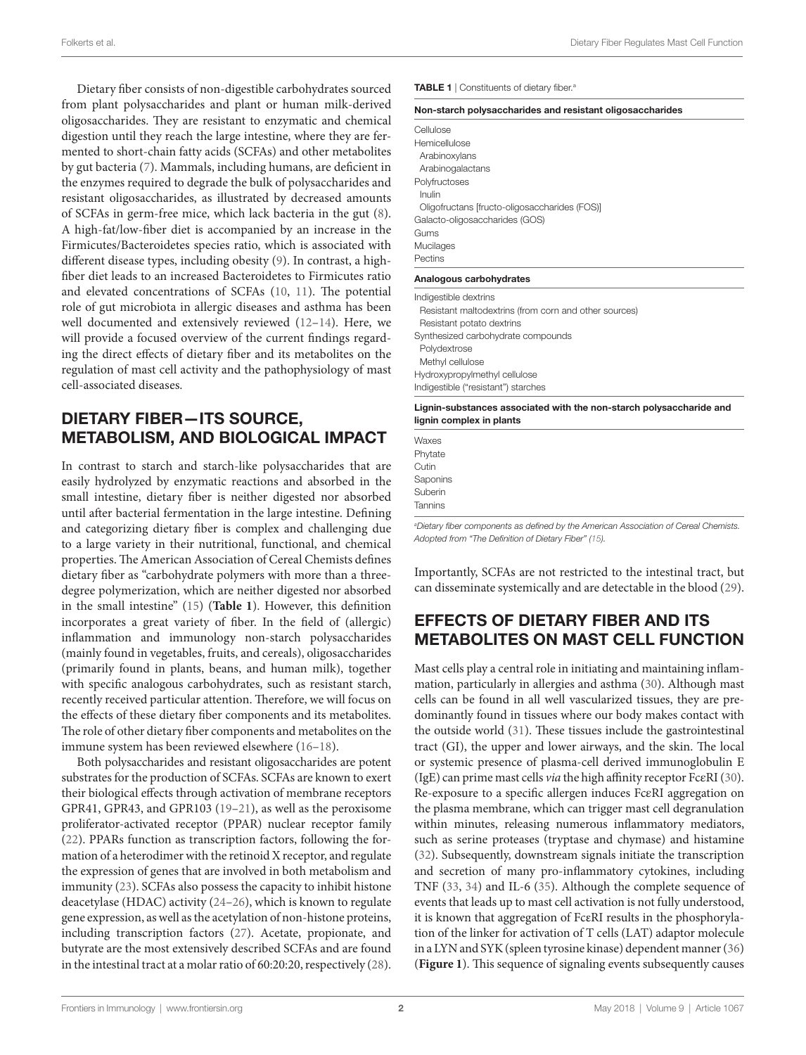Dietary fiber consists of non-digestible carbohydrates sourced from plant polysaccharides and plant or human milk-derived oligosaccharides. They are resistant to enzymatic and chemical digestion until they reach the large intestine, where they are fermented to short-chain fatty acids (SCFAs) and other metabolites by gut bacteria (7). Mammals, including humans, are deficient in the enzymes required to degrade the bulk of polysaccharides and resistant oligosaccharides, as illustrated by decreased amounts of SCFAs in germ-free mice, which lack bacteria in the gut (8). A high-fat/low-fiber diet is accompanied by an increase in the Firmicutes/Bacteroidetes species ratio, which is associated with different disease types, including obesity (9). In contrast, a high-fiber diet leads to an increased Bacteroidetes to Firmicutes ratio and elevated concentrations of SCFAs (10, 11). The potential role of gut microbiota in allergic diseases and asthma has been well documented and extensively reviewed (12–14). Here, we will provide a focused overview of the current findings regarding the direct effects of dietary fiber and its metabolites on the regulation of mast cell activity and the pathophysiology of mast cell-associated diseases.

## DIETARY FIBER—ITS SOURCE, METABOLISM, AND BIOLOGICAL IMPACT

In contrast to starch and starch-like polysaccharides that are easily hydrolyzed by enzymatic reactions and absorbed in the small intestine, dietary fiber is neither digested nor absorbed until after bacterial fermentation in the large intestine. Defining and categorizing dietary fiber is complex and challenging due to a large variety in their nutritional, functional, and chemical properties. The American Association of Cereal Chemists defines dietary fiber as "carbohydrate polymers with more than a three-degree polymerization, which are neither digested nor absorbed in the small intestine" (15) (**Table 1**). However, this definition incorporates a great variety of fiber. In the field of (allergic) inflammation and immunology non-starch polysaccharides (mainly found in vegetables, fruits, and cereals), oligosaccharides (primarily found in plants, beans, and human milk), together with specific analogous carbohydrates, such as resistant starch, recently received particular attention. Therefore, we will focus on the effects of these dietary fiber components and its metabolites. The role of other dietary fiber components and metabolites on the immune system has been reviewed elsewhere (16–18).

Both polysaccharides and resistant oligosaccharides are potent substrates for the production of SCFAs. SCFAs are known to exert their biological effects through activation of membrane receptors GPR41, GPR43, and GPR103 (19–21), as well as the peroxisome proliferator-activated receptor (PPAR) nuclear receptor family (22). PPARs function as transcription factors, following the formation of a heterodimer with the retinoid X receptor, and regulate the expression of genes that are involved in both metabolism and immunity (23). SCFAs also possess the capacity to inhibit histone deacetylase (HDAC) activity (24–26), which is known to regulate gene expression, as well as the acetylation of non-histone proteins, including transcription factors (27). Acetate, propionate, and butyrate are the most extensively described SCFAs and are found in the intestinal tract at a molar ratio of 60:20:20, respectively (28).

**TABLE 1** | Constituents of dietary fiber.[a]

| Non-starch polysaccharides and resistant oligosaccharides |
|---|
| Cellulose |
| Hemicellulose |
|   Arabinoxylans |
|   Arabinogalactans |
| Polyfructoses |
|   Inulin |
|   Oligofructans [fructo-oligosaccharides (FOS)] |
| Galacto-oligosaccharides (GOS) |
| Gums |
| Mucilages |
| Pectins |
| **Analogous carbohydrates** |
| Indigestible dextrins |
|   Resistant maltodextrins (from corn and other sources) |
|   Resistant potato dextrins |
| Synthesized carbohydrate compounds |
|   Polydextrose |
|   Methyl cellulose |
| Hydroxypropylmethyl cellulose |
| Indigestible ("resistant") starches |
| **Lignin-substances associated with the non-starch polysaccharide and lignin complex in plants** |
| Waxes |
| Phytate |
| Cutin |
| Saponins |
| Suberin |
| Tannins |

[a] *Dietary fiber components as defined by the American Association of Cereal Chemists. Adopted from "The Definition of Dietary Fiber" (15).*

Importantly, SCFAs are not restricted to the intestinal tract, but can disseminate systemically and are detectable in the blood (29).

## EFFECTS OF DIETARY FIBER AND ITS METABOLITES ON MAST CELL FUNCTION

Mast cells play a central role in initiating and maintaining inflammation, particularly in allergies and asthma (30). Although mast cells can be found in all well vascularized tissues, they are predominantly found in tissues where our body makes contact with the outside world (31). These tissues include the gastrointestinal tract (GI), the upper and lower airways, and the skin. The local or systemic presence of plasma-cell derived immunoglobulin E (IgE) can prime mast cells *via* the high affinity receptor FcεRI (30). Re-exposure to a specific allergen induces FcεRI aggregation on the plasma membrane, which can trigger mast cell degranulation within minutes, releasing numerous inflammatory mediators, such as serine proteases (tryptase and chymase) and histamine (32). Subsequently, downstream signals initiate the transcription and secretion of many pro-inflammatory cytokines, including TNF (33, 34) and IL-6 (35). Although the complete sequence of events that leads up to mast cell activation is not fully understood, it is known that aggregation of FcεRI results in the phosphorylation of the linker for activation of T cells (LAT) adaptor molecule in a LYN and SYK (spleen tyrosine kinase) dependent manner (36) (**Figure 1**). This sequence of signaling events subsequently causes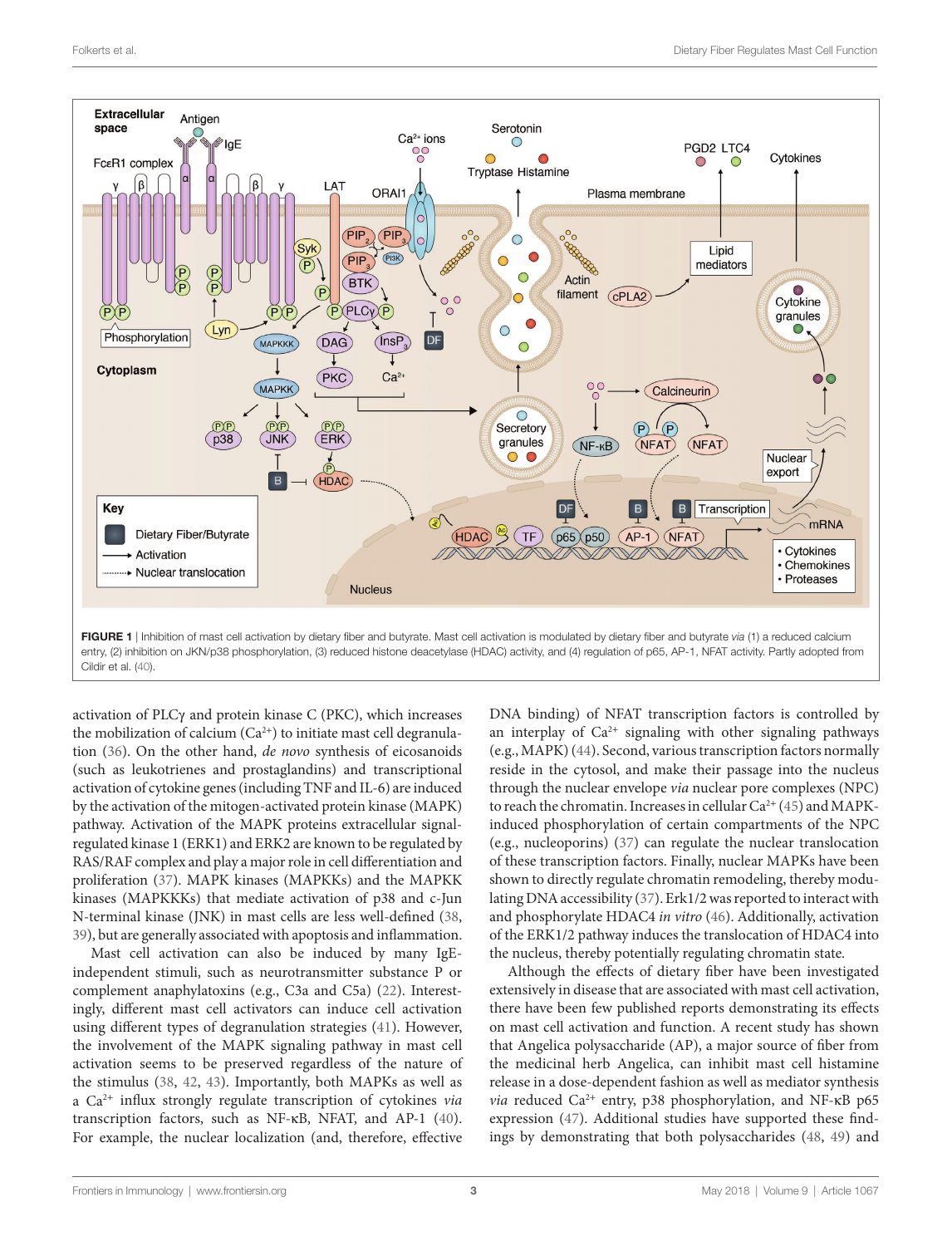**FIGURE 1** | Inhibition of mast cell activation by dietary fiber and butyrate. Mast cell activation is modulated by dietary fiber and butyrate *via* (1) a reduced calcium entry, (2) inhibition on JKN/p38 phosphorylation, (3) reduced histone deacetylase (HDAC) activity, and (4) regulation of p65, AP-1, NFAT activity. Partly adopted from Cildir et al. (40).

activation of PLCγ and protein kinase C (PKC), which increases the mobilization of calcium ($Ca^{2+}$) to initiate mast cell degranulation (36). On the other hand, *de novo* synthesis of eicosanoids (such as leukotrienes and prostaglandins) and transcriptional activation of cytokine genes (including TNF and IL-6) are induced by the activation of the mitogen-activated protein kinase (MAPK) pathway. Activation of the MAPK proteins extracellular signal-regulated kinase 1 (ERK1) and ERK2 are known to be regulated by RAS/RAF complex and play a major role in cell differentiation and proliferation (37). MAPK kinases (MAPKKs) and the MAPKK kinases (MAPKKKs) that mediate activation of p38 and c-Jun N-terminal kinase (JNK) in mast cells are less well-defined (38, 39), but are generally associated with apoptosis and inflammation.

Mast cell activation can also be induced by many IgE-independent stimuli, such as neurotransmitter substance P or complement anaphylatoxins (e.g., C3a and C5a) (22). Interestingly, different mast cell activators can induce cell activation using different types of degranulation strategies (41). However, the involvement of the MAPK signaling pathway in mast cell activation seems to be preserved regardless of the nature of the stimulus (38, 42, 43). Importantly, both MAPKs as well as a $Ca^{2+}$ influx strongly regulate transcription of cytokines *via* transcription factors, such as NF-κB, NFAT, and AP-1 (40). For example, the nuclear localization (and, therefore, effective DNA binding) of NFAT transcription factors is controlled by an interplay of $Ca^{2+}$ signaling with other signaling pathways (e.g., MAPK) (44). Second, various transcription factors normally reside in the cytosol, and make their passage into the nucleus through the nuclear envelope *via* nuclear pore complexes (NPC) to reach the chromatin. Increases in cellular $Ca^{2+}$ (45) and MAPK-induced phosphorylation of certain compartments of the NPC (e.g., nucleoporins) (37) can regulate the nuclear translocation of these transcription factors. Finally, nuclear MAPKs have been shown to directly regulate chromatin remodeling, thereby modulating DNA accessibility (37). Erk1/2 was reported to interact with and phosphorylate HDAC4 *in vitro* (46). Additionally, activation of the ERK1/2 pathway induces the translocation of HDAC4 into the nucleus, thereby potentially regulating chromatin state.

Although the effects of dietary fiber have been investigated extensively in disease that are associated with mast cell activation, there have been few published reports demonstrating its effects on mast cell activation and function. A recent study has shown that Angelica polysaccharide (AP), a major source of fiber from the medicinal herb Angelica, can inhibit mast cell histamine release in a dose-dependent fashion as well as mediator synthesis *via* reduced $Ca^{2+}$ entry, p38 phosphorylation, and NF-κB p65 expression (47). Additional studies have supported these findings by demonstrating that both polysaccharides (48, 49) and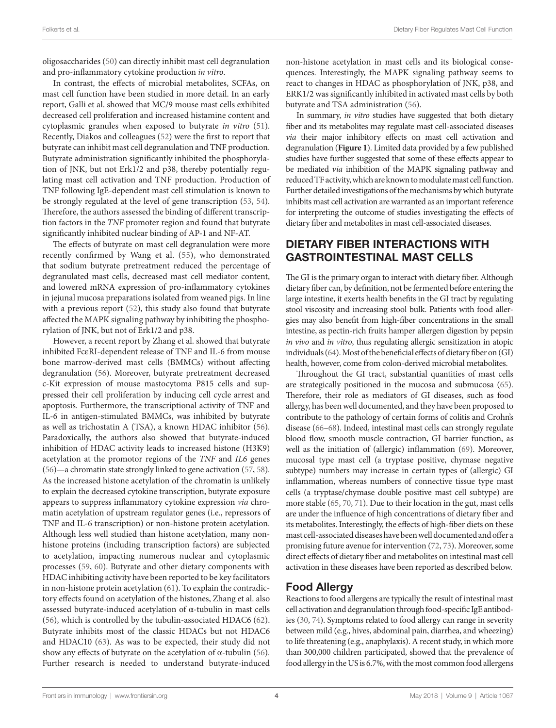oligosaccharides (50) can directly inhibit mast cell degranulation and pro-inflammatory cytokine production *in vitro*.

In contrast, the effects of microbial metabolites, SCFAs, on mast cell function have been studied in more detail. In an early report, Galli et al. showed that MC/9 mouse mast cells exhibited decreased cell proliferation and increased histamine content and cytoplasmic granules when exposed to butyrate *in vitro* (51). Recently, Diakos and colleagues (52) were the first to report that butyrate can inhibit mast cell degranulation and TNF production. Butyrate administration significantly inhibited the phosphorylation of JNK, but not Erk1/2 and p38, thereby potentially regulating mast cell activation and TNF production. Production of TNF following IgE-dependent mast cell stimulation is known to be strongly regulated at the level of gene transcription (53, 54). Therefore, the authors assessed the binding of different transcription factors in the *TNF* promoter region and found that butyrate significantly inhibited nuclear binding of AP-1 and NF-AT.

The effects of butyrate on mast cell degranulation were more recently confirmed by Wang et al. (55), who demonstrated that sodium butyrate pretreatment reduced the percentage of degranulated mast cells, decreased mast cell mediator content, and lowered mRNA expression of pro-inflammatory cytokines in jejunal mucosa preparations isolated from weaned pigs. In line with a previous report (52), this study also found that butyrate affected the MAPK signaling pathway by inhibiting the phosphorylation of JNK, but not of Erk1/2 and p38.

However, a recent report by Zhang et al. showed that butyrate inhibited FcεRI-dependent release of TNF and IL-6 from mouse bone marrow-derived mast cells (BMMCs) without affecting degranulation (56). Moreover, butyrate pretreatment decreased c-Kit expression of mouse mastocytoma P815 cells and suppressed their cell proliferation by inducing cell cycle arrest and apoptosis. Furthermore, the transcriptional activity of TNF and IL-6 in antigen-stimulated BMMCs, was inhibited by butyrate as well as trichostatin A (TSA), a known HDAC inhibitor (56). Paradoxically, the authors also showed that butyrate-induced inhibition of HDAC activity leads to increased histone (H3K9) acetylation at the promotor regions of the *TNF* and *IL6* genes (56)—a chromatin state strongly linked to gene activation (57, 58). As the increased histone acetylation of the chromatin is unlikely to explain the decreased cytokine transcription, butyrate exposure appears to suppress inflammatory cytokine expression *via* chromatin acetylation of upstream regulator genes (i.e., repressors of TNF and IL-6 transcription) or non-histone protein acetylation. Although less well studied than histone acetylation, many non-histone proteins (including transcription factors) are subjected to acetylation, impacting numerous nuclear and cytoplasmic processes (59, 60). Butyrate and other dietary components with HDAC inhibiting activity have been reported to be key facilitators in non-histone protein acetylation (61). To explain the contradictory effects found on acetylation of the histones, Zhang et al. also assessed butyrate-induced acetylation of α-tubulin in mast cells (56), which is controlled by the tubulin-associated HDAC6 (62). Butyrate inhibits most of the classic HDACs but not HDAC6 and HDAC10 (63). As was to be expected, their study did not show any effects of butyrate on the acetylation of α-tubulin (56). Further research is needed to understand butyrate-induced non-histone acetylation in mast cells and its biological consequences. Interestingly, the MAPK signaling pathway seems to react to changes in HDAC as phosphorylation of JNK, p38, and ERK1/2 was significantly inhibited in activated mast cells by both butyrate and TSA administration (56).

In summary, *in vitro* studies have suggested that both dietary fiber and its metabolites may regulate mast cell-associated diseases *via* their major inhibitory effects on mast cell activation and degranulation (**Figure 1**). Limited data provided by a few published studies have further suggested that some of these effects appear to be mediated *via* inhibition of the MAPK signaling pathway and reduced TF activity, which are known to modulate mast cell function. Further detailed investigations of the mechanisms by which butyrate inhibits mast cell activation are warranted as an important reference for interpreting the outcome of studies investigating the effects of dietary fiber and metabolites in mast cell-associated diseases.

## DIETARY FIBER INTERACTIONS WITH GASTROINTESTINAL MAST CELLS

The GI is the primary organ to interact with dietary fiber. Although dietary fiber can, by definition, not be fermented before entering the large intestine, it exerts health benefits in the GI tract by regulating stool viscosity and increasing stool bulk. Patients with food allergies may also benefit from high-fiber concentrations in the small intestine, as pectin-rich fruits hamper allergen digestion by pepsin *in vivo* and *in vitro*, thus regulating allergic sensitization in atopic individuals (64). Most of the beneficial effects of dietary fiber on (GI) health, however, come from colon-derived microbial metabolites.

Throughout the GI tract, substantial quantities of mast cells are strategically positioned in the mucosa and submucosa (65). Therefore, their role as mediators of GI diseases, such as food allergy, has been well documented, and they have been proposed to contribute to the pathology of certain forms of colitis and Crohn's disease (66–68). Indeed, intestinal mast cells can strongly regulate blood flow, smooth muscle contraction, GI barrier function, as well as the initiation of (allergic) inflammation (69). Moreover, mucosal type mast cell (a tryptase positive, chymase negative subtype) numbers may increase in certain types of (allergic) GI inflammation, whereas numbers of connective tissue type mast cells (a tryptase/chymase double positive mast cell subtype) are more stable (65, 70, 71). Due to their location in the gut, mast cells are under the influence of high concentrations of dietary fiber and its metabolites. Interestingly, the effects of high-fiber diets on these mast cell-associated diseases have been well documented and offer a promising future avenue for intervention (72, 73). Moreover, some direct effects of dietary fiber and metabolites on intestinal mast cell activation in these diseases have been reported as described below.

### Food Allergy

Reactions to food allergens are typically the result of intestinal mast cell activation and degranulation through food-specific IgE antibodies (30, 74). Symptoms related to food allergy can range in severity between mild (e.g., hives, abdominal pain, diarrhea, and wheezing) to life threatening (e.g., anaphylaxis). A recent study, in which more than 300,000 children participated, showed that the prevalence of food allergy in the US is 6.7%, with the most common food allergens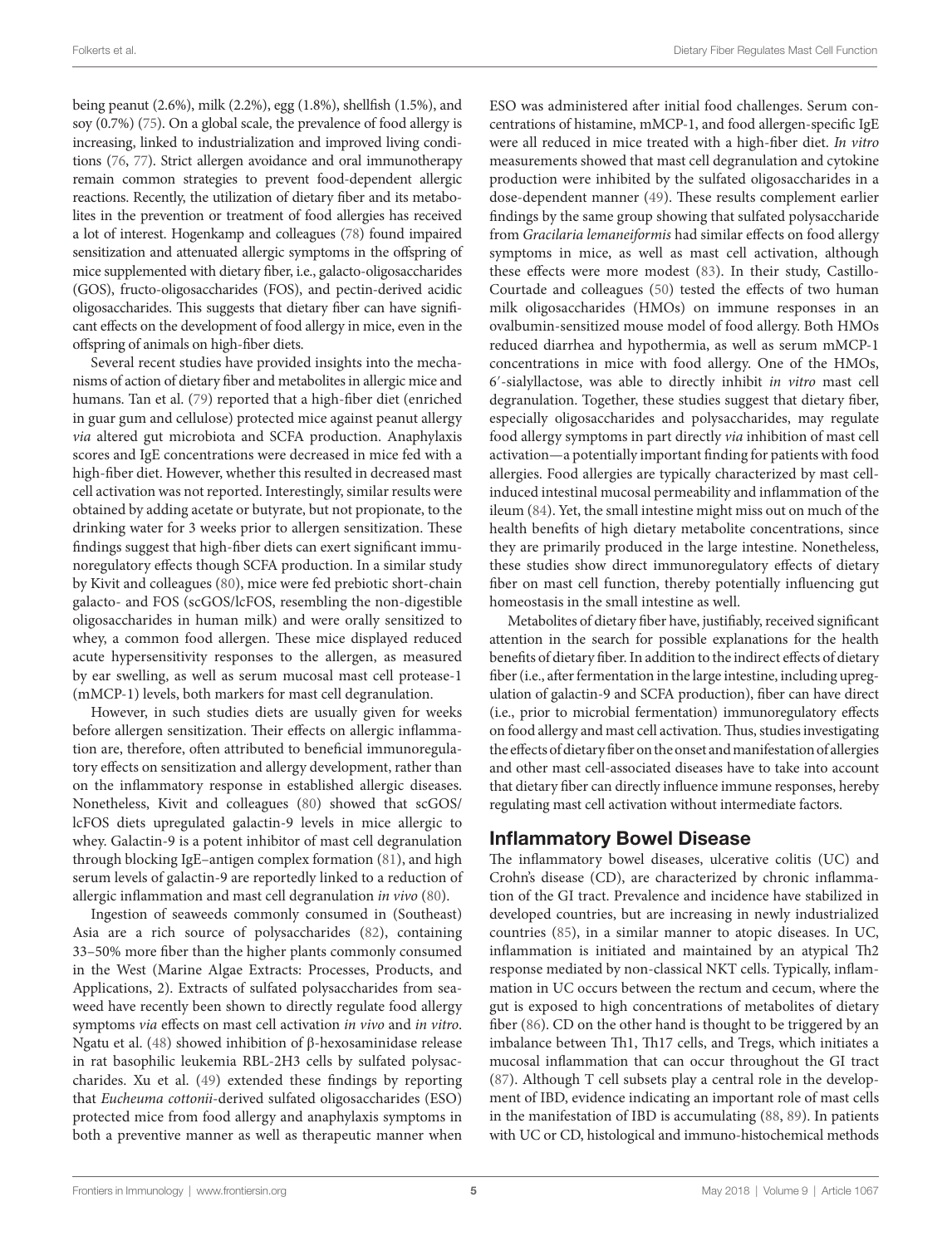being peanut (2.6%), milk (2.2%), egg (1.8%), shellfish (1.5%), and soy (0.7%) (75). On a global scale, the prevalence of food allergy is increasing, linked to industrialization and improved living conditions (76, 77). Strict allergen avoidance and oral immunotherapy remain common strategies to prevent food-dependent allergic reactions. Recently, the utilization of dietary fiber and its metabolites in the prevention or treatment of food allergies has received a lot of interest. Hogenkamp and colleagues (78) found impaired sensitization and attenuated allergic symptoms in the offspring of mice supplemented with dietary fiber, i.e., galacto-oligosaccharides (GOS), fructo-oligosaccharides (FOS), and pectin-derived acidic oligosaccharides. This suggests that dietary fiber can have significant effects on the development of food allergy in mice, even in the offspring of animals on high-fiber diets.

Several recent studies have provided insights into the mechanisms of action of dietary fiber and metabolites in allergic mice and humans. Tan et al. (79) reported that a high-fiber diet (enriched in guar gum and cellulose) protected mice against peanut allergy *via* altered gut microbiota and SCFA production. Anaphylaxis scores and IgE concentrations were decreased in mice fed with a high-fiber diet. However, whether this resulted in decreased mast cell activation was not reported. Interestingly, similar results were obtained by adding acetate or butyrate, but not propionate, to the drinking water for 3 weeks prior to allergen sensitization. These findings suggest that high-fiber diets can exert significant immunoregulatory effects though SCFA production. In a similar study by Kivit and colleagues (80), mice were fed prebiotic short-chain galacto- and FOS (scGOS/lcFOS, resembling the non-digestible oligosaccharides in human milk) and were orally sensitized to whey, a common food allergen. These mice displayed reduced acute hypersensitivity responses to the allergen, as measured by ear swelling, as well as serum mucosal mast cell protease-1 (mMCP-1) levels, both markers for mast cell degranulation.

However, in such studies diets are usually given for weeks before allergen sensitization. Their effects on allergic inflammation are, therefore, often attributed to beneficial immunoregulatory effects on sensitization and allergy development, rather than on the inflammatory response in established allergic diseases. Nonetheless, Kivit and colleagues (80) showed that scGOS/lcFOS diets upregulated galactin-9 levels in mice allergic to whey. Galactin-9 is a potent inhibitor of mast cell degranulation through blocking IgE–antigen complex formation (81), and high serum levels of galactin-9 are reportedly linked to a reduction of allergic inflammation and mast cell degranulation *in vivo* (80).

Ingestion of seaweeds commonly consumed in (Southeast) Asia are a rich source of polysaccharides (82), containing 33–50% more fiber than the higher plants commonly consumed in the West (Marine Algae Extracts: Processes, Products, and Applications, 2). Extracts of sulfated polysaccharides from seaweed have recently been shown to directly regulate food allergy symptoms *via* effects on mast cell activation *in vivo* and *in vitro*. Ngatu et al. (48) showed inhibition of β-hexosaminidase release in rat basophilic leukemia RBL-2H3 cells by sulfated polysaccharides. Xu et al. (49) extended these findings by reporting that *Eucheuma cottonii*-derived sulfated oligosaccharides (ESO) protected mice from food allergy and anaphylaxis symptoms in both a preventive manner as well as therapeutic manner when ESO was administered after initial food challenges. Serum concentrations of histamine, mMCP-1, and food allergen-specific IgE were all reduced in mice treated with a high-fiber diet. *In vitro* measurements showed that mast cell degranulation and cytokine production were inhibited by the sulfated oligosaccharides in a dose-dependent manner (49). These results complement earlier findings by the same group showing that sulfated polysaccharide from *Gracilaria lemaneiformis* had similar effects on food allergy symptoms in mice, as well as mast cell activation, although these effects were more modest (83). In their study, Castillo-Courtade and colleagues (50) tested the effects of two human milk oligosaccharides (HMOs) on immune responses in an ovalbumin-sensitized mouse model of food allergy. Both HMOs reduced diarrhea and hypothermia, as well as serum mMCP-1 concentrations in mice with food allergy. One of the HMOs, 6′-sialyllactose, was able to directly inhibit *in vitro* mast cell degranulation. Together, these studies suggest that dietary fiber, especially oligosaccharides and polysaccharides, may regulate food allergy symptoms in part directly *via* inhibition of mast cell activation—a potentially important finding for patients with food allergies. Food allergies are typically characterized by mast cell-induced intestinal mucosal permeability and inflammation of the ileum (84). Yet, the small intestine might miss out on much of the health benefits of high dietary metabolite concentrations, since they are primarily produced in the large intestine. Nonetheless, these studies show direct immunoregulatory effects of dietary fiber on mast cell function, thereby potentially influencing gut homeostasis in the small intestine as well.

Metabolites of dietary fiber have, justifiably, received significant attention in the search for possible explanations for the health benefits of dietary fiber. In addition to the indirect effects of dietary fiber (i.e., after fermentation in the large intestine, including upregulation of galactin-9 and SCFA production), fiber can have direct (i.e., prior to microbial fermentation) immunoregulatory effects on food allergy and mast cell activation. Thus, studies investigating the effects of dietary fiber on the onset and manifestation of allergies and other mast cell-associated diseases have to take into account that dietary fiber can directly influence immune responses, hereby regulating mast cell activation without intermediate factors.

## Inflammatory Bowel Disease

The inflammatory bowel diseases, ulcerative colitis (UC) and Crohn's disease (CD), are characterized by chronic inflammation of the GI tract. Prevalence and incidence have stabilized in developed countries, but are increasing in newly industrialized countries (85), in a similar manner to atopic diseases. In UC, inflammation is initiated and maintained by an atypical Th2 response mediated by non-classical NKT cells. Typically, inflammation in UC occurs between the rectum and cecum, where the gut is exposed to high concentrations of metabolites of dietary fiber (86). CD on the other hand is thought to be triggered by an imbalance between Th1, Th17 cells, and Tregs, which initiates a mucosal inflammation that can occur throughout the GI tract (87). Although T cell subsets play a central role in the development of IBD, evidence indicating an important role of mast cells in the manifestation of IBD is accumulating (88, 89). In patients with UC or CD, histological and immuno-histochemical methods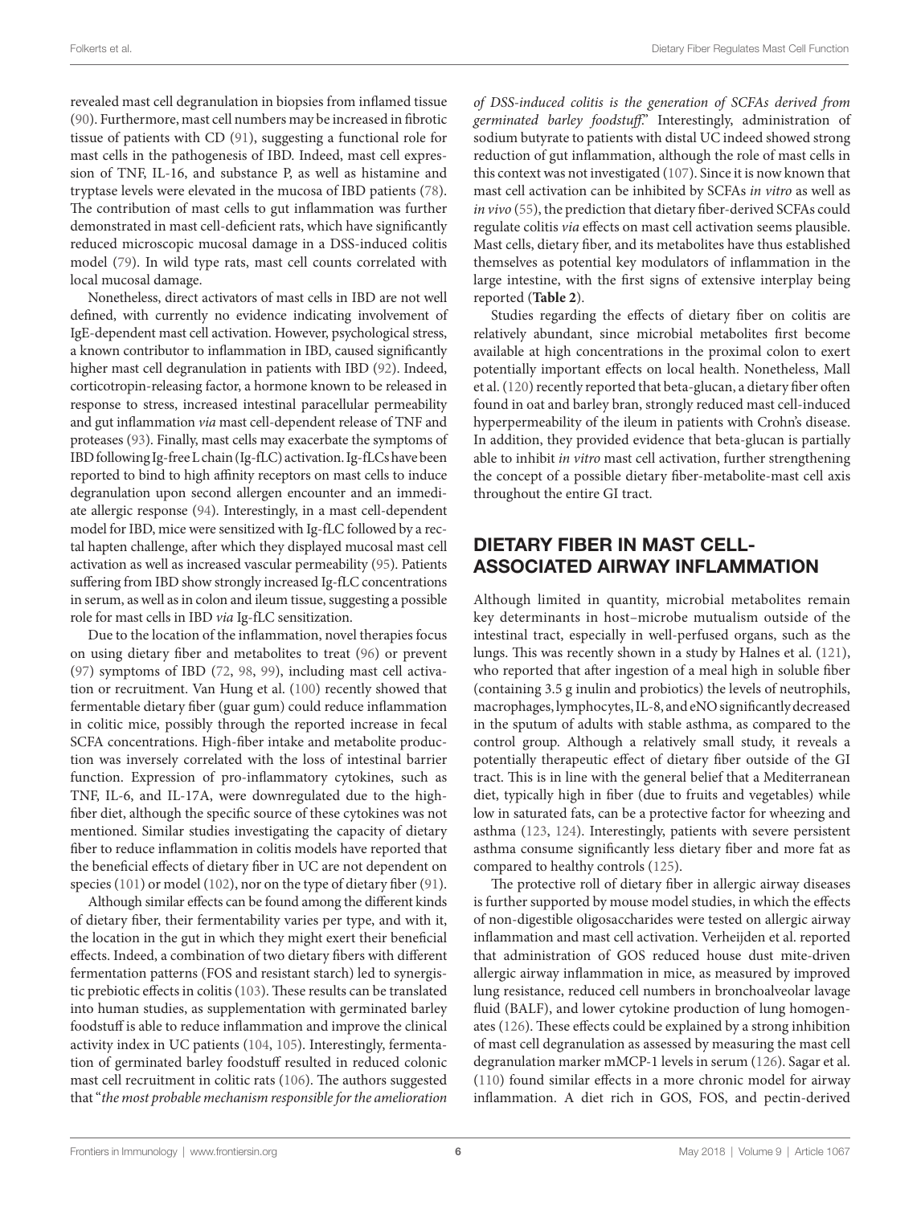revealed mast cell degranulation in biopsies from inflamed tissue (90). Furthermore, mast cell numbers may be increased in fibrotic tissue of patients with CD (91), suggesting a functional role for mast cells in the pathogenesis of IBD. Indeed, mast cell expression of TNF, IL-16, and substance P, as well as histamine and tryptase levels were elevated in the mucosa of IBD patients (78). The contribution of mast cells to gut inflammation was further demonstrated in mast cell-deficient rats, which have significantly reduced microscopic mucosal damage in a DSS-induced colitis model (79). In wild type rats, mast cell counts correlated with local mucosal damage.

Nonetheless, direct activators of mast cells in IBD are not well defined, with currently no evidence indicating involvement of IgE-dependent mast cell activation. However, psychological stress, a known contributor to inflammation in IBD, caused significantly higher mast cell degranulation in patients with IBD (92). Indeed, corticotropin-releasing factor, a hormone known to be released in response to stress, increased intestinal paracellular permeability and gut inflammation *via* mast cell-dependent release of TNF and proteases (93). Finally, mast cells may exacerbate the symptoms of IBD following Ig-free L chain (Ig-fLC) activation. Ig-fLCs have been reported to bind to high affinity receptors on mast cells to induce degranulation upon second allergen encounter and an immediate allergic response (94). Interestingly, in a mast cell-dependent model for IBD, mice were sensitized with Ig-fLC followed by a rectal hapten challenge, after which they displayed mucosal mast cell activation as well as increased vascular permeability (95). Patients suffering from IBD show strongly increased Ig-fLC concentrations in serum, as well as in colon and ileum tissue, suggesting a possible role for mast cells in IBD *via* Ig-fLC sensitization.

Due to the location of the inflammation, novel therapies focus on using dietary fiber and metabolites to treat (96) or prevent (97) symptoms of IBD (72, 98, 99), including mast cell activation or recruitment. Van Hung et al. (100) recently showed that fermentable dietary fiber (guar gum) could reduce inflammation in colitic mice, possibly through the reported increase in fecal SCFA concentrations. High-fiber intake and metabolite production was inversely correlated with the loss of intestinal barrier function. Expression of pro-inflammatory cytokines, such as TNF, IL-6, and IL-17A, were downregulated due to the high-fiber diet, although the specific source of these cytokines was not mentioned. Similar studies investigating the capacity of dietary fiber to reduce inflammation in colitis models have reported that the beneficial effects of dietary fiber in UC are not dependent on species (101) or model (102), nor on the type of dietary fiber (91).

Although similar effects can be found among the different kinds of dietary fiber, their fermentability varies per type, and with it, the location in the gut in which they might exert their beneficial effects. Indeed, a combination of two dietary fibers with different fermentation patterns (FOS and resistant starch) led to synergistic prebiotic effects in colitis (103). These results can be translated into human studies, as supplementation with germinated barley foodstuff is able to reduce inflammation and improve the clinical activity index in UC patients (104, 105). Interestingly, fermentation of germinated barley foodstuff resulted in reduced colonic mast cell recruitment in colitic rats (106). The authors suggested that "*the most probable mechanism responsible for the amelioration of DSS-induced colitis is the generation of SCFAs derived from germinated barley foodstuff*." Interestingly, administration of sodium butyrate to patients with distal UC indeed showed strong reduction of gut inflammation, although the role of mast cells in this context was not investigated (107). Since it is now known that mast cell activation can be inhibited by SCFAs *in vitro* as well as *in vivo* (55), the prediction that dietary fiber-derived SCFAs could regulate colitis *via* effects on mast cell activation seems plausible. Mast cells, dietary fiber, and its metabolites have thus established themselves as potential key modulators of inflammation in the large intestine, with the first signs of extensive interplay being reported (**Table 2**).

Studies regarding the effects of dietary fiber on colitis are relatively abundant, since microbial metabolites first become available at high concentrations in the proximal colon to exert potentially important effects on local health. Nonetheless, Mall et al. (120) recently reported that beta-glucan, a dietary fiber often found in oat and barley bran, strongly reduced mast cell-induced hyperpermeability of the ileum in patients with Crohn's disease. In addition, they provided evidence that beta-glucan is partially able to inhibit *in vitro* mast cell activation, further strengthening the concept of a possible dietary fiber-metabolite-mast cell axis throughout the entire GI tract.

## DIETARY FIBER IN MAST CELL-ASSOCIATED AIRWAY INFLAMMATION

Although limited in quantity, microbial metabolites remain key determinants in host–microbe mutualism outside of the intestinal tract, especially in well-perfused organs, such as the lungs. This was recently shown in a study by Halnes et al. (121), who reported that after ingestion of a meal high in soluble fiber (containing 3.5 g inulin and probiotics) the levels of neutrophils, macrophages, lymphocytes, IL-8, and eNO significantly decreased in the sputum of adults with stable asthma, as compared to the control group. Although a relatively small study, it reveals a potentially therapeutic effect of dietary fiber outside of the GI tract. This is in line with the general belief that a Mediterranean diet, typically high in fiber (due to fruits and vegetables) while low in saturated fats, can be a protective factor for wheezing and asthma (123, 124). Interestingly, patients with severe persistent asthma consume significantly less dietary fiber and more fat as compared to healthy controls (125).

The protective roll of dietary fiber in allergic airway diseases is further supported by mouse model studies, in which the effects of non-digestible oligosaccharides were tested on allergic airway inflammation and mast cell activation. Verheijden et al. reported that administration of GOS reduced house dust mite-driven allergic airway inflammation in mice, as measured by improved lung resistance, reduced cell numbers in bronchoalveolar lavage fluid (BALF), and lower cytokine production of lung homogenates (126). These effects could be explained by a strong inhibition of mast cell degranulation as assessed by measuring the mast cell degranulation marker mMCP-1 levels in serum (126). Sagar et al. (110) found similar effects in a more chronic model for airway inflammation. A diet rich in GOS, FOS, and pectin-derived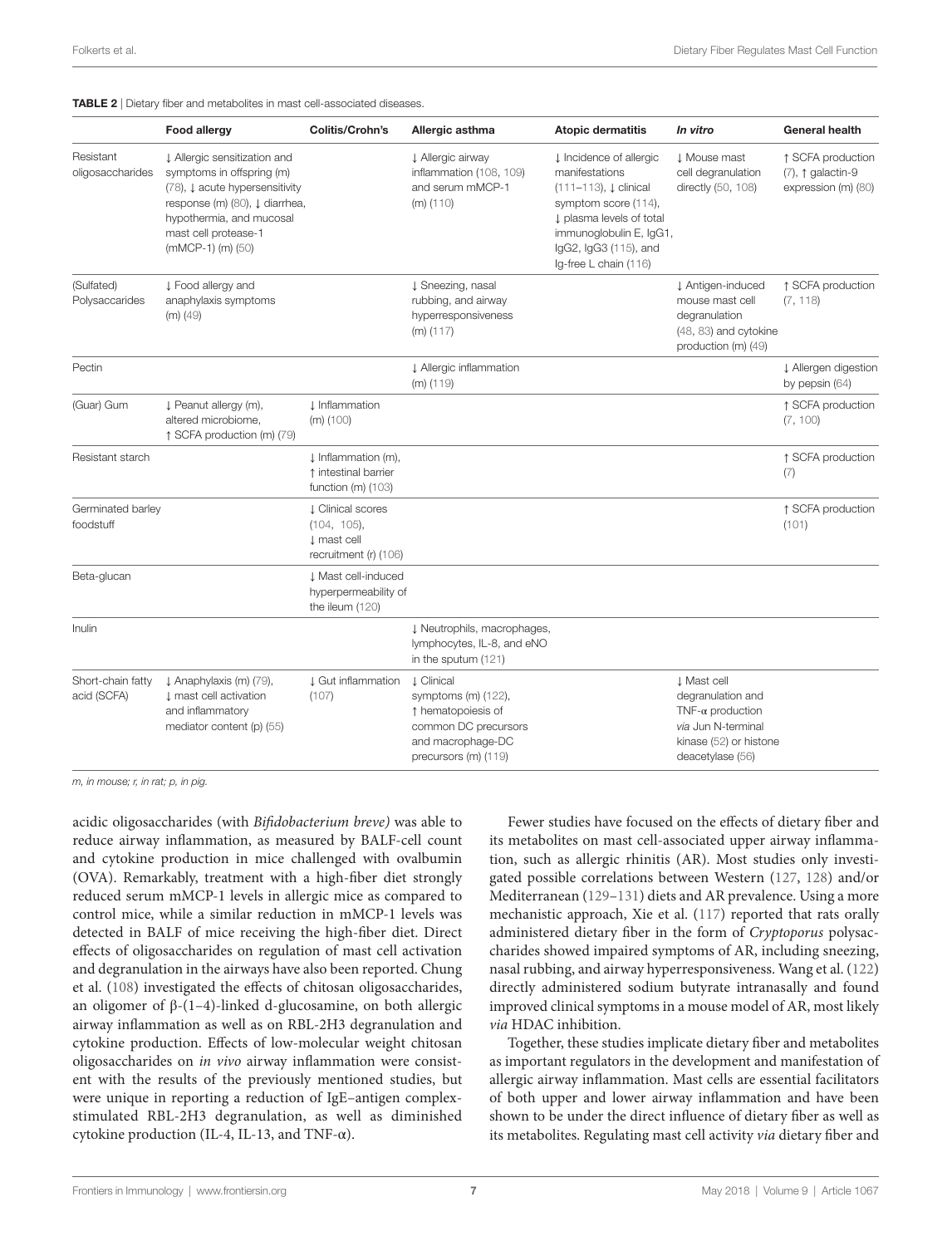**TABLE 2** | Dietary fiber and metabolites in mast cell-associated diseases.

| | Food allergy | Colitis/Crohn's | Allergic asthma | Atopic dermatitis | *In vitro* | General health |
|---|---|---|---|---|---|---|
| Resistant oligosaccharides | ↓ Allergic sensitization and symptoms in offspring (m) (78), ↓ acute hypersensitivity response (m) (80), ↓ diarrhea, hypothermia, and mucosal mast cell protease-1 (mMCP-1) (m) (50) | | ↓ Allergic airway inflammation (108, 109) and serum mMCP-1 (m) (110) | ↓ Incidence of allergic manifestations (111–113), ↓ clinical symptom score (114), ↓ plasma levels of total immunoglobulin E, IgG1, IgG2, IgG3 (115), and Ig-free L chain (116) | ↓ Mouse mast cell degranulation directly (50, 108) | ↑ SCFA production (7), ↑ galactin-9 expression (m) (80) |
| (Sulfated) Polysaccarides | ↓ Food allergy and anaphylaxis symptoms (m) (49) | | ↓ Sneezing, nasal rubbing, and airway hyperresponsiveness (m) (117) | | ↓ Antigen-induced mouse mast cell degranulation (48, 83) and cytokine production (m) (49) | ↑ SCFA production (7, 118) |
| Pectin | | | ↓ Allergic inflammation (m) (119) | | | ↓ Allergen digestion by pepsin (64) |
| (Guar) Gum | ↓ Peanut allergy (m), altered microbiome, ↑ SCFA production (m) (79) | ↓ Inflammation (m) (100) | | | | ↑ SCFA production (7, 100) |
| Resistant starch | | ↓ Inflammation (m), ↑ intestinal barrier function (m) (103) | | | | ↑ SCFA production (7) |
| Germinated barley foodstuff | | ↓ Clinical scores (104, 105), ↓ mast cell recruitment (r) (106) | | | | ↑ SCFA production (101) |
| Beta-glucan | | ↓ Mast cell-induced hyperpermeability of the ileum (120) | | | | |
| Inulin | | | ↓ Neutrophils, macrophages, lymphocytes, IL-8, and eNO in the sputum (121) | | | |
| Short-chain fatty acid (SCFA) | ↓ Anaphylaxis (m) (79), ↓ mast cell activation and inflammatory mediator content (p) (55) | ↓ Gut inflammation (107) | ↓ Clinical symptoms (m) (122), ↑ hematopoiesis of common DC precursors and macrophage-DC precursors (m) (119) | | ↓ Mast cell degranulation and TNF-α production *via* Jun N-terminal kinase (52) or histone deacetylase (56) | |

*m, in mouse; r, in rat; p, in pig.*

acidic oligosaccharides (with *Bifidobacterium breve)* was able to reduce airway inflammation, as measured by BALF-cell count and cytokine production in mice challenged with ovalbumin (OVA). Remarkably, treatment with a high-fiber diet strongly reduced serum mMCP-1 levels in allergic mice as compared to control mice, while a similar reduction in mMCP-1 levels was detected in BALF of mice receiving the high-fiber diet. Direct effects of oligosaccharides on regulation of mast cell activation and degranulation in the airways have also been reported. Chung et al. (108) investigated the effects of chitosan oligosaccharides, an oligomer of β-(1–4)-linked d-glucosamine, on both allergic airway inflammation as well as on RBL-2H3 degranulation and cytokine production. Effects of low-molecular weight chitosan oligosaccharides on *in vivo* airway inflammation were consistent with the results of the previously mentioned studies, but were unique in reporting a reduction of IgE–antigen complex-stimulated RBL-2H3 degranulation, as well as diminished cytokine production (IL-4, IL-13, and TNF-α).

Fewer studies have focused on the effects of dietary fiber and its metabolites on mast cell-associated upper airway inflammation, such as allergic rhinitis (AR). Most studies only investigated possible correlations between Western (127, 128) and/or Mediterranean (129–131) diets and AR prevalence. Using a more mechanistic approach, Xie et al. (117) reported that rats orally administered dietary fiber in the form of *Cryptoporus* polysaccharides showed impaired symptoms of AR, including sneezing, nasal rubbing, and airway hyperresponsiveness. Wang et al. (122) directly administered sodium butyrate intranasally and found improved clinical symptoms in a mouse model of AR, most likely *via* HDAC inhibition.

Together, these studies implicate dietary fiber and metabolites as important regulators in the development and manifestation of allergic airway inflammation. Mast cells are essential facilitators of both upper and lower airway inflammation and have been shown to be under the direct influence of dietary fiber as well as its metabolites. Regulating mast cell activity *via* dietary fiber and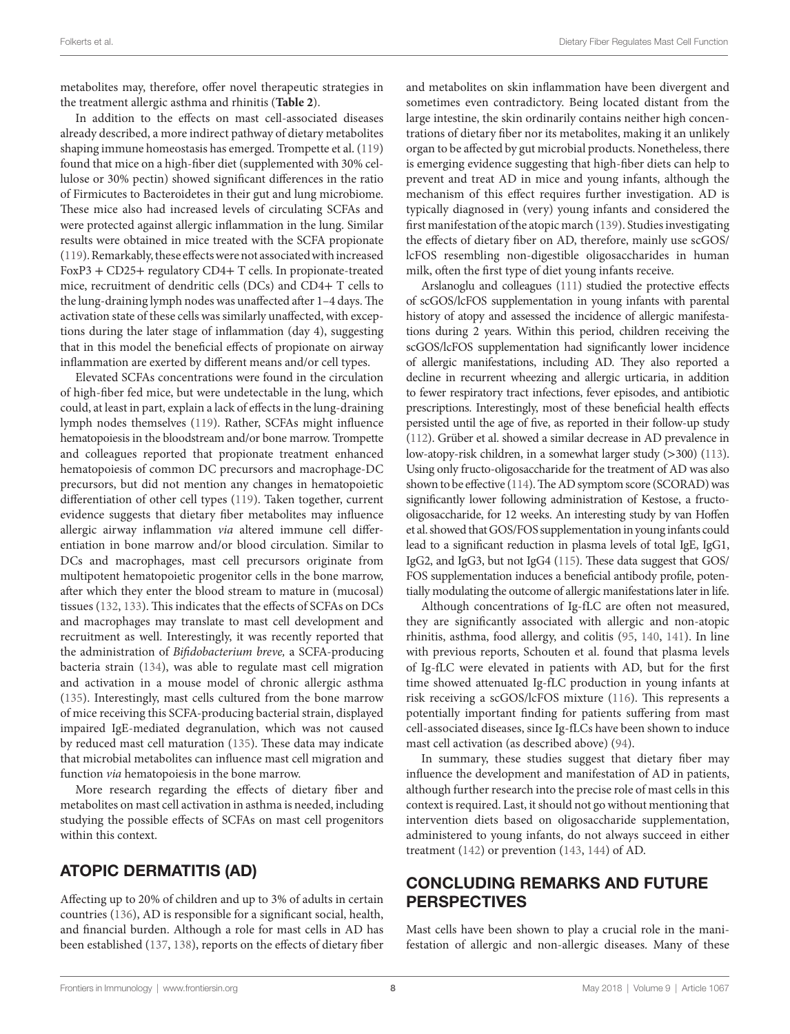metabolites may, therefore, offer novel therapeutic strategies in the treatment allergic asthma and rhinitis (**Table 2**).

In addition to the effects on mast cell-associated diseases already described, a more indirect pathway of dietary metabolites shaping immune homeostasis has emerged. Trompette et al. (119) found that mice on a high-fiber diet (supplemented with 30% cellulose or 30% pectin) showed significant differences in the ratio of Firmicutes to Bacteroidetes in their gut and lung microbiome. These mice also had increased levels of circulating SCFAs and were protected against allergic inflammation in the lung. Similar results were obtained in mice treated with the SCFA propionate (119). Remarkably, these effects were not associated with increased FoxP3 + CD25+ regulatory CD4+ T cells. In propionate-treated mice, recruitment of dendritic cells (DCs) and CD4+ T cells to the lung-draining lymph nodes was unaffected after 1–4 days. The activation state of these cells was similarly unaffected, with exceptions during the later stage of inflammation (day 4), suggesting that in this model the beneficial effects of propionate on airway inflammation are exerted by different means and/or cell types.

Elevated SCFAs concentrations were found in the circulation of high-fiber fed mice, but were undetectable in the lung, which could, at least in part, explain a lack of effects in the lung-draining lymph nodes themselves (119). Rather, SCFAs might influence hematopoiesis in the bloodstream and/or bone marrow. Trompette and colleagues reported that propionate treatment enhanced hematopoiesis of common DC precursors and macrophage-DC precursors, but did not mention any changes in hematopoietic differentiation of other cell types (119). Taken together, current evidence suggests that dietary fiber metabolites may influence allergic airway inflammation *via* altered immune cell differentiation in bone marrow and/or blood circulation. Similar to DCs and macrophages, mast cell precursors originate from multipotent hematopoietic progenitor cells in the bone marrow, after which they enter the blood stream to mature in (mucosal) tissues (132, 133). This indicates that the effects of SCFAs on DCs and macrophages may translate to mast cell development and recruitment as well. Interestingly, it was recently reported that the administration of *Bifidobacterium breve,* a SCFA-producing bacteria strain (134), was able to regulate mast cell migration and activation in a mouse model of chronic allergic asthma (135). Interestingly, mast cells cultured from the bone marrow of mice receiving this SCFA-producing bacterial strain, displayed impaired IgE-mediated degranulation, which was not caused by reduced mast cell maturation (135). These data may indicate that microbial metabolites can influence mast cell migration and function *via* hematopoiesis in the bone marrow.

More research regarding the effects of dietary fiber and metabolites on mast cell activation in asthma is needed, including studying the possible effects of SCFAs on mast cell progenitors within this context.

## ATOPIC DERMATITIS (AD)

Affecting up to 20% of children and up to 3% of adults in certain countries (136), AD is responsible for a significant social, health, and financial burden. Although a role for mast cells in AD has been established (137, 138), reports on the effects of dietary fiber and metabolites on skin inflammation have been divergent and sometimes even contradictory. Being located distant from the large intestine, the skin ordinarily contains neither high concentrations of dietary fiber nor its metabolites, making it an unlikely organ to be affected by gut microbial products. Nonetheless, there is emerging evidence suggesting that high-fiber diets can help to prevent and treat AD in mice and young infants, although the mechanism of this effect requires further investigation. AD is typically diagnosed in (very) young infants and considered the first manifestation of the atopic march (139). Studies investigating the effects of dietary fiber on AD, therefore, mainly use scGOS/lcFOS resembling non-digestible oligosaccharides in human milk, often the first type of diet young infants receive.

Arslanoglu and colleagues (111) studied the protective effects of scGOS/lcFOS supplementation in young infants with parental history of atopy and assessed the incidence of allergic manifestations during 2 years. Within this period, children receiving the scGOS/lcFOS supplementation had significantly lower incidence of allergic manifestations, including AD. They also reported a decline in recurrent wheezing and allergic urticaria, in addition to fewer respiratory tract infections, fever episodes, and antibiotic prescriptions. Interestingly, most of these beneficial health effects persisted until the age of five, as reported in their follow-up study (112). Grüber et al. showed a similar decrease in AD prevalence in low-atopy-risk children, in a somewhat larger study (>300) (113). Using only fructo-oligosaccharide for the treatment of AD was also shown to be effective (114). The AD symptom score (SCORAD) was significantly lower following administration of Kestose, a fructo-oligosaccharide, for 12 weeks. An interesting study by van Hoffen et al. showed that GOS/FOS supplementation in young infants could lead to a significant reduction in plasma levels of total IgE, IgG1, IgG2, and IgG3, but not IgG4 (115). These data suggest that GOS/FOS supplementation induces a beneficial antibody profile, potentially modulating the outcome of allergic manifestations later in life.

Although concentrations of Ig-fLC are often not measured, they are significantly associated with allergic and non-atopic rhinitis, asthma, food allergy, and colitis (95, 140, 141). In line with previous reports, Schouten et al. found that plasma levels of Ig-fLC were elevated in patients with AD, but for the first time showed attenuated Ig-fLC production in young infants at risk receiving a scGOS/lcFOS mixture (116). This represents a potentially important finding for patients suffering from mast cell-associated diseases, since Ig-fLCs have been shown to induce mast cell activation (as described above) (94).

In summary, these studies suggest that dietary fiber may influence the development and manifestation of AD in patients, although further research into the precise role of mast cells in this context is required. Last, it should not go without mentioning that intervention diets based on oligosaccharide supplementation, administered to young infants, do not always succeed in either treatment (142) or prevention (143, 144) of AD.

## CONCLUDING REMARKS AND FUTURE PERSPECTIVES

Mast cells have been shown to play a crucial role in the manifestation of allergic and non-allergic diseases. Many of these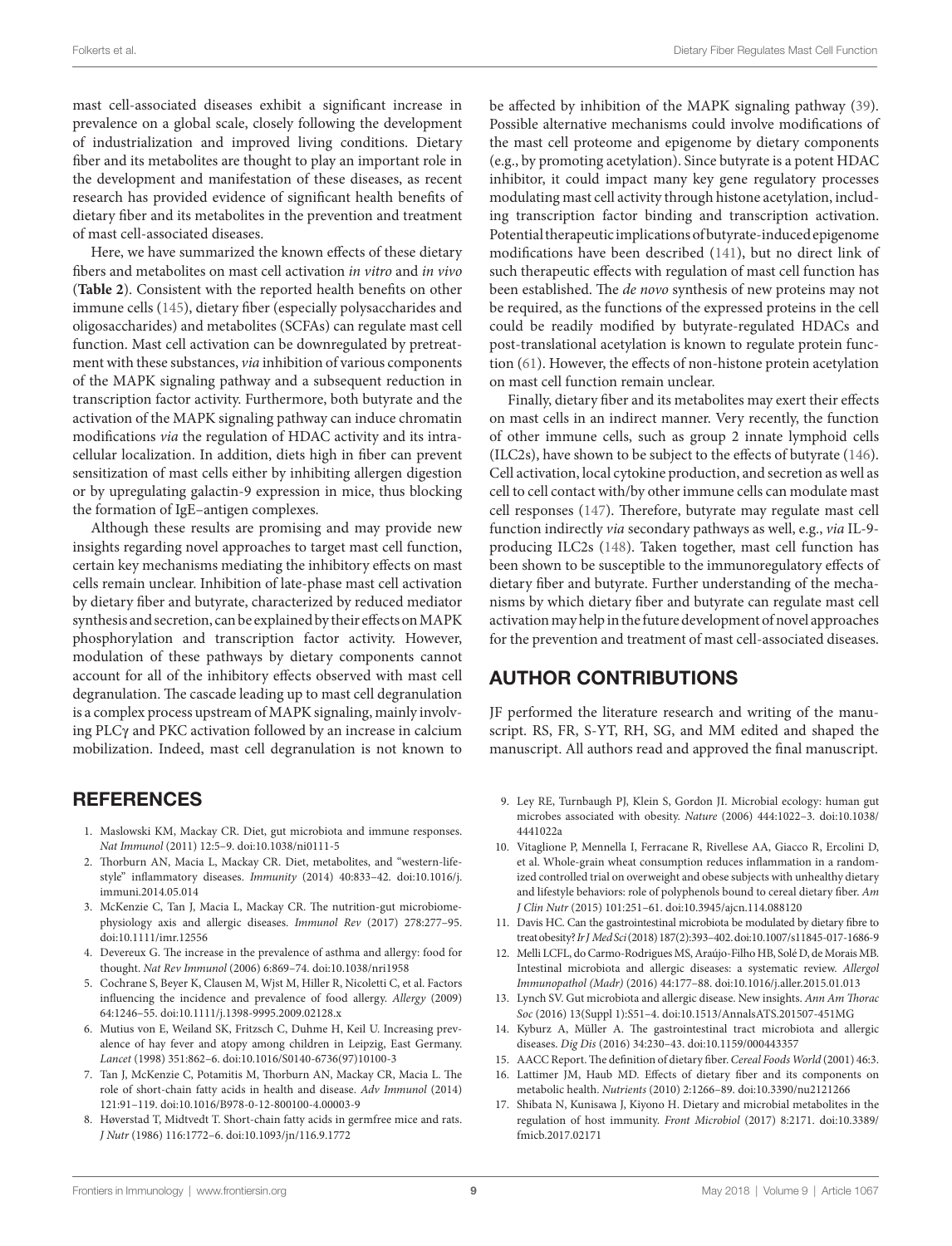mast cell-associated diseases exhibit a significant increase in prevalence on a global scale, closely following the development of industrialization and improved living conditions. Dietary fiber and its metabolites are thought to play an important role in the development and manifestation of these diseases, as recent research has provided evidence of significant health benefits of dietary fiber and its metabolites in the prevention and treatment of mast cell-associated diseases.

Here, we have summarized the known effects of these dietary fibers and metabolites on mast cell activation *in vitro* and *in vivo* (**Table 2**). Consistent with the reported health benefits on other immune cells (145), dietary fiber (especially polysaccharides and oligosaccharides) and metabolites (SCFAs) can regulate mast cell function. Mast cell activation can be downregulated by pretreatment with these substances, *via* inhibition of various components of the MAPK signaling pathway and a subsequent reduction in transcription factor activity. Furthermore, both butyrate and the activation of the MAPK signaling pathway can induce chromatin modifications *via* the regulation of HDAC activity and its intracellular localization. In addition, diets high in fiber can prevent sensitization of mast cells either by inhibiting allergen digestion or by upregulating galactin-9 expression in mice, thus blocking the formation of IgE–antigen complexes.

Although these results are promising and may provide new insights regarding novel approaches to target mast cell function, certain key mechanisms mediating the inhibitory effects on mast cells remain unclear. Inhibition of late-phase mast cell activation by dietary fiber and butyrate, characterized by reduced mediator synthesis and secretion, can be explained by their effects on MAPK phosphorylation and transcription factor activity. However, modulation of these pathways by dietary components cannot account for all of the inhibitory effects observed with mast cell degranulation. The cascade leading up to mast cell degranulation is a complex process upstream of MAPK signaling, mainly involving PLCγ and PKC activation followed by an increase in calcium mobilization. Indeed, mast cell degranulation is not known to be affected by inhibition of the MAPK signaling pathway (39). Possible alternative mechanisms could involve modifications of the mast cell proteome and epigenome by dietary components (e.g., by promoting acetylation). Since butyrate is a potent HDAC inhibitor, it could impact many key gene regulatory processes modulating mast cell activity through histone acetylation, including transcription factor binding and transcription activation. Potential therapeutic implications of butyrate-induced epigenome modifications have been described (141), but no direct link of such therapeutic effects with regulation of mast cell function has been established. The *de novo* synthesis of new proteins may not be required, as the functions of the expressed proteins in the cell could be readily modified by butyrate-regulated HDACs and post-translational acetylation is known to regulate protein function (61). However, the effects of non-histone protein acetylation on mast cell function remain unclear.

Finally, dietary fiber and its metabolites may exert their effects on mast cells in an indirect manner. Very recently, the function of other immune cells, such as group 2 innate lymphoid cells (ILC2s), have shown to be subject to the effects of butyrate (146). Cell activation, local cytokine production, and secretion as well as cell to cell contact with/by other immune cells can modulate mast cell responses (147). Therefore, butyrate may regulate mast cell function indirectly *via* secondary pathways as well, e.g., *via* IL-9-producing ILC2s (148). Taken together, mast cell function has been shown to be susceptible to the immunoregulatory effects of dietary fiber and butyrate. Further understanding of the mechanisms by which dietary fiber and butyrate can regulate mast cell activation may help in the future development of novel approaches for the prevention and treatment of mast cell-associated diseases.

## AUTHOR CONTRIBUTIONS

JF performed the literature research and writing of the manuscript. RS, FR, S-YT, RH, SG, and MM edited and shaped the manuscript. All authors read and approved the final manuscript.

## REFERENCES

1. Maslowski KM, Mackay CR. Diet, gut microbiota and immune responses. *Nat Immunol* (2011) 12:5–9. doi:10.1038/ni0111-5
2. Thorburn AN, Macia L, Mackay CR. Diet, metabolites, and "western-lifestyle" inflammatory diseases. *Immunity* (2014) 40:833–42. doi:10.1016/j.immuni.2014.05.014
3. McKenzie C, Tan J, Macia L, Mackay CR. The nutrition-gut microbiome-physiology axis and allergic diseases. *Immunol Rev* (2017) 278:277–95. doi:10.1111/imr.12556
4. Devereux G. The increase in the prevalence of asthma and allergy: food for thought. *Nat Rev Immunol* (2006) 6:869–74. doi:10.1038/nri1958
5. Cochrane S, Beyer K, Clausen M, Wjst M, Hiller R, Nicoletti C, et al. Factors influencing the incidence and prevalence of food allergy. *Allergy* (2009) 64:1246–55. doi:10.1111/j.1398-9995.2009.02128.x
6. Mutius von E, Weiland SK, Fritzsch C, Duhme H, Keil U. Increasing prevalence of hay fever and atopy among children in Leipzig, East Germany. *Lancet* (1998) 351:862–6. doi:10.1016/S0140-6736(97)10100-3
7. Tan J, McKenzie C, Potamitis M, Thorburn AN, Mackay CR, Macia L. The role of short-chain fatty acids in health and disease. *Adv Immunol* (2014) 121:91–119. doi:10.1016/B978-0-12-800100-4.00003-9
8. Høverstad T, Midtvedt T. Short-chain fatty acids in germfree mice and rats. *J Nutr* (1986) 116:1772–6. doi:10.1093/jn/116.9.1772
9. Ley RE, Turnbaugh PJ, Klein S, Gordon JI. Microbial ecology: human gut microbes associated with obesity. *Nature* (2006) 444:1022–3. doi:10.1038/4441022a
10. Vitaglione P, Mennella I, Ferracane R, Rivellese AA, Giacco R, Ercolini D, et al. Whole-grain wheat consumption reduces inflammation in a randomized controlled trial on overweight and obese subjects with unhealthy dietary and lifestyle behaviors: role of polyphenols bound to cereal dietary fiber. *Am J Clin Nutr* (2015) 101:251–61. doi:10.3945/ajcn.114.088120
11. Davis HC. Can the gastrointestinal microbiota be modulated by dietary fibre to treat obesity? *Ir J Med Sci* (2018) 187(2):393–402. doi:10.1007/s11845-017-1686-9
12. Melli LCFL, do Carmo-Rodrigues MS, Araújo-Filho HB, Solé D, de Morais MB. Intestinal microbiota and allergic diseases: a systematic review. *Allergol Immunopathol (Madr)* (2016) 44:177–88. doi:10.1016/j.aller.2015.01.013
13. Lynch SV. Gut microbiota and allergic disease. New insights. *Ann Am Thorac Soc* (2016) 13(Suppl 1):S51–4. doi:10.1513/AnnalsATS.201507-451MG
14. Kyburz A, Müller A. The gastrointestinal tract microbiota and allergic diseases. *Dig Dis* (2016) 34:230–43. doi:10.1159/000443357
15. AACC Report. The definition of dietary fiber. *Cereal Foods World* (2001) 46:3.
16. Lattimer JM, Haub MD. Effects of dietary fiber and its components on metabolic health. *Nutrients* (2010) 2:1266–89. doi:10.3390/nu2121266
17. Shibata N, Kunisawa J, Kiyono H. Dietary and microbial metabolites in the regulation of host immunity. *Front Microbiol* (2017) 8:2171. doi:10.3389/fmicb.2017.02171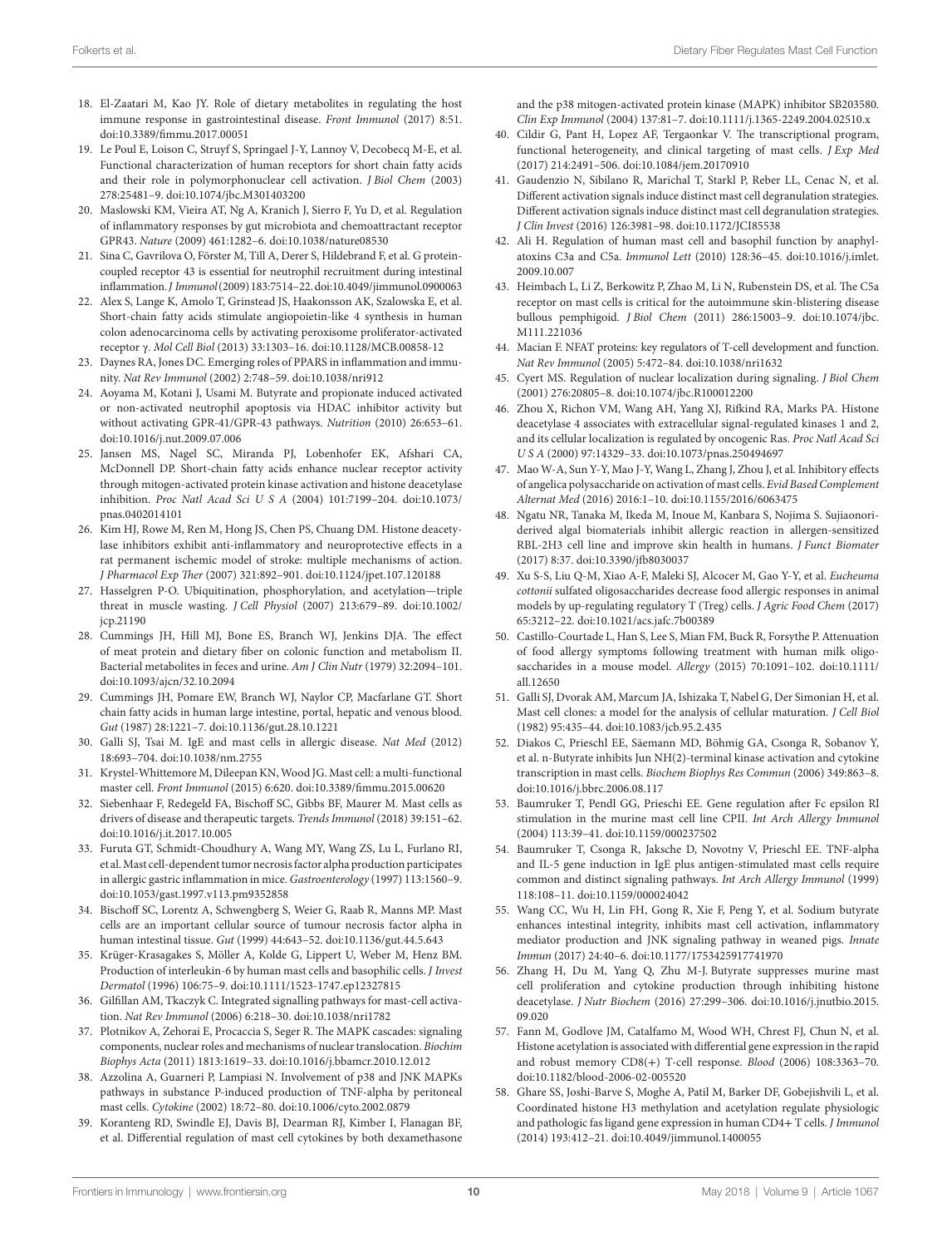18. El-Zaatari M, Kao JY. Role of dietary metabolites in regulating the host immune response in gastrointestinal disease. *Front Immunol* (2017) 8:51. doi:10.3389/fimmu.2017.00051
19. Le Poul E, Loison C, Struyf S, Springael J-Y, Lannoy V, Decobecq M-E, et al. Functional characterization of human receptors for short chain fatty acids and their role in polymorphonuclear cell activation. *J Biol Chem* (2003) 278:25481–9. doi:10.1074/jbc.M301403200
20. Maslowski KM, Vieira AT, Ng A, Kranich J, Sierro F, Yu D, et al. Regulation of inflammatory responses by gut microbiota and chemoattractant receptor GPR43. *Nature* (2009) 461:1282–6. doi:10.1038/nature08530
21. Sina C, Gavrilova O, Förster M, Till A, Derer S, Hildebrand F, et al. G protein-coupled receptor 43 is essential for neutrophil recruitment during intestinal inflammation. *J Immunol* (2009) 183:7514–22. doi:10.4049/jimmunol.0900063
22. Alex S, Lange K, Amolo T, Grinstead JS, Haakonsson AK, Szalowska E, et al. Short-chain fatty acids stimulate angiopoietin-like 4 synthesis in human colon adenocarcinoma cells by activating peroxisome proliferator-activated receptor γ. *Mol Cell Biol* (2013) 33:1303–16. doi:10.1128/MCB.00858-12
23. Daynes RA, Jones DC. Emerging roles of PPARS in inflammation and immunity. *Nat Rev Immunol* (2002) 2:748–59. doi:10.1038/nri912
24. Aoyama M, Kotani J, Usami M. Butyrate and propionate induced activated or non-activated neutrophil apoptosis via HDAC inhibitor activity but without activating GPR-41/GPR-43 pathways. *Nutrition* (2010) 26:653–61. doi:10.1016/j.nut.2009.07.006
25. Jansen MS, Nagel SC, Miranda PJ, Lobenhofer EK, Afshari CA, McDonnell DP. Short-chain fatty acids enhance nuclear receptor activity through mitogen-activated protein kinase activation and histone deacetylase inhibition. *Proc Natl Acad Sci U S A* (2004) 101:7199–204. doi:10.1073/pnas.0402014101
26. Kim HJ, Rowe M, Ren M, Hong JS, Chen PS, Chuang DM. Histone deacetylase inhibitors exhibit anti-inflammatory and neuroprotective effects in a rat permanent ischemic model of stroke: multiple mechanisms of action. *J Pharmacol Exp Ther* (2007) 321:892–901. doi:10.1124/jpet.107.120188
27. Hasselgren P-O. Ubiquitination, phosphorylation, and acetylation—triple threat in muscle wasting. *J Cell Physiol* (2007) 213:679–89. doi:10.1002/jcp.21190
28. Cummings JH, Hill MJ, Bone ES, Branch WJ, Jenkins DJA. The effect of meat protein and dietary fiber on colonic function and metabolism II. Bacterial metabolites in feces and urine. *Am J Clin Nutr* (1979) 32:2094–101. doi:10.1093/ajcn/32.10.2094
29. Cummings JH, Pomare EW, Branch WJ, Naylor CP, Macfarlane GT. Short chain fatty acids in human large intestine, portal, hepatic and venous blood. *Gut* (1987) 28:1221–7. doi:10.1136/gut.28.10.1221
30. Galli SJ, Tsai M. IgE and mast cells in allergic disease. *Nat Med* (2012) 18:693–704. doi:10.1038/nm.2755
31. Krystel-Whittemore M, Dileepan KN, Wood JG. Mast cell: a multi-functional master cell. *Front Immunol* (2015) 6:620. doi:10.3389/fimmu.2015.00620
32. Siebenhaar F, Redegeld FA, Bischoff SC, Gibbs BF, Maurer M. Mast cells as drivers of disease and therapeutic targets. *Trends Immunol* (2018) 39:151–62. doi:10.1016/j.it.2017.10.005
33. Furuta GT, Schmidt-Choudhury A, Wang MY, Wang ZS, Lu L, Furlano RI, et al. Mast cell-dependent tumor necrosis factor alpha production participates in allergic gastric inflammation in mice. *Gastroenterology* (1997) 113:1560–9. doi:10.1053/gast.1997.v113.pm9352858
34. Bischoff SC, Lorentz A, Schwengberg S, Weier G, Raab R, Manns MP. Mast cells are an important cellular source of tumour necrosis factor alpha in human intestinal tissue. *Gut* (1999) 44:643–52. doi:10.1136/gut.44.5.643
35. Krüger-Krasagakes S, Möller A, Kolde G, Lippert U, Weber M, Henz BM. Production of interleukin-6 by human mast cells and basophilic cells. *J Invest Dermatol* (1996) 106:75–9. doi:10.1111/1523-1747.ep12327815
36. Gilfillan AM, Tkaczyk C. Integrated signalling pathways for mast-cell activation. *Nat Rev Immunol* (2006) 6:218–30. doi:10.1038/nri1782
37. Plotnikov A, Zehorai E, Procaccia S, Seger R. The MAPK cascades: signaling components, nuclear roles and mechanisms of nuclear translocation. *Biochim Biophys Acta* (2011) 1813:1619–33. doi:10.1016/j.bbamcr.2010.12.012
38. Azzolina A, Guarneri P, Lampiasi N. Involvement of p38 and JNK MAPKs pathways in substance P-induced production of TNF-alpha by peritoneal mast cells. *Cytokine* (2002) 18:72–80. doi:10.1006/cyto.2002.0879
39. Koranteng RD, Swindle EJ, Davis BJ, Dearman RJ, Kimber I, Flanagan BF, et al. Differential regulation of mast cell cytokines by both dexamethasone and the p38 mitogen-activated protein kinase (MAPK) inhibitor SB203580. *Clin Exp Immunol* (2004) 137:81–7. doi:10.1111/j.1365-2249.2004.02510.x
40. Cildir G, Pant H, Lopez AF, Tergaonkar V. The transcriptional program, functional heterogeneity, and clinical targeting of mast cells. *J Exp Med* (2017) 214:2491–506. doi:10.1084/jem.20170910
41. Gaudenzio N, Sibilano R, Marichal T, Starkl P, Reber LL, Cenac N, et al. Different activation signals induce distinct mast cell degranulation strategies. Different activation signals induce distinct mast cell degranulation strategies. *J Clin Invest* (2016) 126:3981–98. doi:10.1172/JCI85538
42. Ali H. Regulation of human mast cell and basophil function by anaphylatoxins C3a and C5a. *Immunol Lett* (2010) 128:36–45. doi:10.1016/j.imlet.2009.10.007
43. Heimbach L, Li Z, Berkowitz P, Zhao M, Li N, Rubenstein DS, et al. The C5a receptor on mast cells is critical for the autoimmune skin-blistering disease bullous pemphigoid. *J Biol Chem* (2011) 286:15003–9. doi:10.1074/jbc.M111.221036
44. Macian F. NFAT proteins: key regulators of T-cell development and function. *Nat Rev Immunol* (2005) 5:472–84. doi:10.1038/nri1632
45. Cyert MS. Regulation of nuclear localization during signaling. *J Biol Chem* (2001) 276:20805–8. doi:10.1074/jbc.R100012200
46. Zhou X, Richon VM, Wang AH, Yang XJ, Rifkind RA, Marks PA. Histone deacetylase 4 associates with extracellular signal-regulated kinases 1 and 2, and its cellular localization is regulated by oncogenic Ras. *Proc Natl Acad Sci U S A* (2000) 97:14329–33. doi:10.1073/pnas.250494697
47. Mao W-A, Sun Y-Y, Mao J-Y, Wang L, Zhang J, Zhou J, et al. Inhibitory effects of angelica polysaccharide on activation of mast cells. *Evid Based Complement Alternat Med* (2016) 2016:1–10. doi:10.1155/2016/6063475
48. Ngatu NR, Tanaka M, Ikeda M, Inoue M, Kanbara S, Nojima S. Sujiaonori-derived algal biomaterials inhibit allergic reaction in allergen-sensitized RBL-2H3 cell line and improve skin health in humans. *J Funct Biomater* (2017) 8:37. doi:10.3390/jfb8030037
49. Xu S-S, Liu Q-M, Xiao A-F, Maleki SJ, Alcocer M, Gao Y-Y, et al. *Eucheuma cottonii* sulfated oligosaccharides decrease food allergic responses in animal models by up-regulating regulatory T (Treg) cells. *J Agric Food Chem* (2017) 65:3212–22. doi:10.1021/acs.jafc.7b00389
50. Castillo-Courtade L, Han S, Lee S, Mian FM, Buck R, Forsythe P. Attenuation of food allergy symptoms following treatment with human milk oligosaccharides in a mouse model. *Allergy* (2015) 70:1091–102. doi:10.1111/all.12650
51. Galli SJ, Dvorak AM, Marcum JA, Ishizaka T, Nabel G, Der Simonian H, et al. Mast cell clones: a model for the analysis of cellular maturation. *J Cell Biol* (1982) 95:435–44. doi:10.1083/jcb.95.2.435
52. Diakos C, Prieschl EE, Säemann MD, Böhmig GA, Csonga R, Sobanov Y, et al. n-Butyrate inhibits Jun NH(2)-terminal kinase activation and cytokine transcription in mast cells. *Biochem Biophys Res Commun* (2006) 349:863–8. doi:10.1016/j.bbrc.2006.08.117
53. Baumruker T, Pendl GG, Prieschi EE. Gene regulation after Fc epsilon RI stimulation in the murine mast cell line CPII. *Int Arch Allergy Immunol* (2004) 113:39–41. doi:10.1159/000237502
54. Baumruker T, Csonga R, Jaksche D, Novotny V, Prieschl EE. TNF-alpha and IL-5 gene induction in IgE plus antigen-stimulated mast cells require common and distinct signaling pathways. *Int Arch Allergy Immunol* (1999) 118:108–11. doi:10.1159/000024042
55. Wang CC, Wu H, Lin FH, Gong R, Xie F, Peng Y, et al. Sodium butyrate enhances intestinal integrity, inhibits mast cell activation, inflammatory mediator production and JNK signaling pathway in weaned pigs. *Innate Immun* (2017) 24:40–6. doi:10.1177/1753425917741970
56. Zhang H, Du M, Yang Q, Zhu M-J. Butyrate suppresses murine mast cell proliferation and cytokine production through inhibiting histone deacetylase. *J Nutr Biochem* (2016) 27:299–306. doi:10.1016/j.jnutbio.2015.09.020
57. Fann M, Godlove JM, Catalfamo M, Wood WH, Chrest FJ, Chun N, et al. Histone acetylation is associated with differential gene expression in the rapid and robust memory CD8(+) T-cell response. *Blood* (2006) 108:3363–70. doi:10.1182/blood-2006-02-005520
58. Ghare SS, Joshi-Barve S, Moghe A, Patil M, Barker DF, Gobejishvili L, et al. Coordinated histone H3 methylation and acetylation regulate physiologic and pathologic fas ligand gene expression in human CD4+ T cells. *J Immunol* (2014) 193:412–21. doi:10.4049/jimmunol.1400055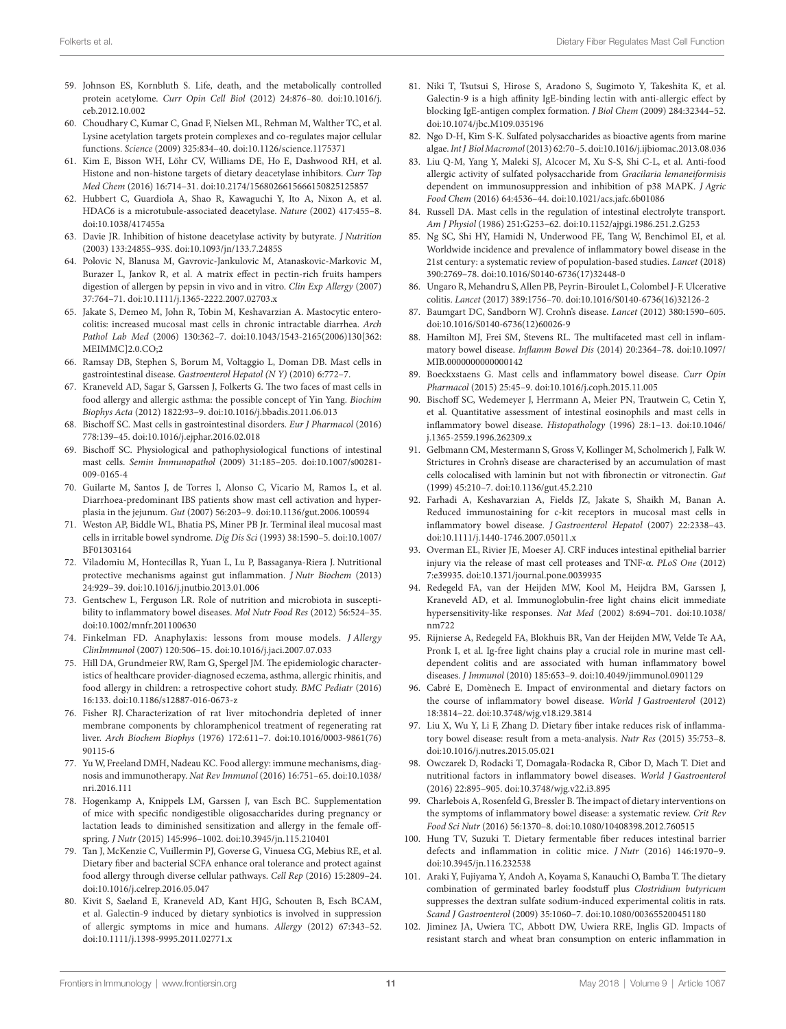59. Johnson ES, Kornbluth S. Life, death, and the metabolically controlled protein acetylome. *Curr Opin Cell Biol* (2012) 24:876–80. doi:10.1016/j.ceb.2012.10.002

60. Choudhary C, Kumar C, Gnad F, Nielsen ML, Rehman M, Walther TC, et al. Lysine acetylation targets protein complexes and co-regulates major cellular functions. *Science* (2009) 325:834–40. doi:10.1126/science.1175371

61. Kim E, Bisson WH, Löhr CV, Williams DE, Ho E, Dashwood RH, et al. Histone and non-histone targets of dietary deacetylase inhibitors. *Curr Top Med Chem* (2016) 16:714–31. doi:10.2174/1568026615666150825125857

62. Hubbert C, Guardiola A, Shao R, Kawaguchi Y, Ito A, Nixon A, et al. HDAC6 is a microtubule-associated deacetylase. *Nature* (2002) 417:455–8. doi:10.1038/417455a

63. Davie JR. Inhibition of histone deacetylase activity by butyrate. *J Nutrition* (2003) 133:2485S–93S. doi:10.1093/jn/133.7.2485S

64. Polovic N, Blanusa M, Gavrovic-Jankulovic M, Atanaskovic-Markovic M, Burazer L, Jankov R, et al. A matrix effect in pectin-rich fruits hampers digestion of allergen by pepsin in vivo and in vitro. *Clin Exp Allergy* (2007) 37:764–71. doi:10.1111/j.1365-2222.2007.02703.x

65. Jakate S, Demeo M, John R, Tobin M, Keshavarzian A. Mastocytic enterocolitis: increased mucosal mast cells in chronic intractable diarrhea. *Arch Pathol Lab Med* (2006) 130:362–7. doi:10.1043/1543-2165(2006)130[362:MEIMMC]2.0.CO;2

66. Ramsay DB, Stephen S, Borum M, Voltaggio L, Doman DB. Mast cells in gastrointestinal disease. *Gastroenterol Hepatol (N Y)* (2010) 6:772–7.

67. Kraneveld AD, Sagar S, Garssen J, Folkerts G. The two faces of mast cells in food allergy and allergic asthma: the possible concept of Yin Yang. *Biochim Biophys Acta* (2012) 1822:93–9. doi:10.1016/j.bbadis.2011.06.013

68. Bischoff SC. Mast cells in gastrointestinal disorders. *Eur J Pharmacol* (2016) 778:139–45. doi:10.1016/j.ejphar.2016.02.018

69. Bischoff SC. Physiological and pathophysiological functions of intestinal mast cells. *Semin Immunopathol* (2009) 31:185–205. doi:10.1007/s00281-009-0165-4

70. Guilarte M, Santos J, de Torres I, Alonso C, Vicario M, Ramos L, et al. Diarrhoea-predominant IBS patients show mast cell activation and hyperplasia in the jejunum. *Gut* (2007) 56:203–9. doi:10.1136/gut.2006.100594

71. Weston AP, Biddle WL, Bhatia PS, Miner PB Jr. Terminal ileal mucosal mast cells in irritable bowel syndrome. *Dig Dis Sci* (1993) 38:1590–5. doi:10.1007/BF01303164

72. Viladomiu M, Hontecillas R, Yuan L, Lu P, Bassaganya-Riera J. Nutritional protective mechanisms against gut inflammation. *J Nutr Biochem* (2013) 24:929–39. doi:10.1016/j.jnutbio.2013.01.006

73. Gentschew L, Ferguson LR. Role of nutrition and microbiota in susceptibility to inflammatory bowel diseases. *Mol Nutr Food Res* (2012) 56:524–35. doi:10.1002/mnfr.201100630

74. Finkelman FD. Anaphylaxis: lessons from mouse models. *J Allergy ClinImmunol* (2007) 120:506–15. doi:10.1016/j.jaci.2007.07.033

75. Hill DA, Grundmeier RW, Ram G, Spergel JM. The epidemiologic characteristics of healthcare provider-diagnosed eczema, asthma, allergic rhinitis, and food allergy in children: a retrospective cohort study. *BMC Pediatr* (2016) 16:133. doi:10.1186/s12887-016-0673-z

76. Fisher RJ. Characterization of rat liver mitochondria depleted of inner membrane components by chloramphenicol treatment of regenerating rat liver. *Arch Biochem Biophys* (1976) 172:611–7. doi:10.1016/0003-9861(76)90115-6

77. Yu W, Freeland DMH, Nadeau KC. Food allergy: immune mechanisms, diagnosis and immunotherapy. *Nat Rev Immunol* (2016) 16:751–65. doi:10.1038/nri.2016.111

78. Hogenkamp A, Knippels LM, Garssen J, van Esch BC. Supplementation of mice with specific nondigestible oligosaccharides during pregnancy or lactation leads to diminished sensitization and allergy in the female offspring. *J Nutr* (2015) 145:996–1002. doi:10.3945/jn.115.210401

79. Tan J, McKenzie C, Vuillermin PJ, Goverse G, Vinuesa CG, Mebius RE, et al. Dietary fiber and bacterial SCFA enhance oral tolerance and protect against food allergy through diverse cellular pathways. *Cell Rep* (2016) 15:2809–24. doi:10.1016/j.celrep.2016.05.047

80. Kivit S, Saeland E, Kraneveld AD, Kant HJG, Schouten B, Esch BCAM, et al. Galectin-9 induced by dietary synbiotics is involved in suppression of allergic symptoms in mice and humans. *Allergy* (2012) 67:343–52. doi:10.1111/j.1398-9995.2011.02771.x

81. Niki T, Tsutsui S, Hirose S, Aradono S, Sugimoto Y, Takeshita K, et al. Galectin-9 is a high affinity IgE-binding lectin with anti-allergic effect by blocking IgE-antigen complex formation. *J Biol Chem* (2009) 284:32344–52. doi:10.1074/jbc.M109.035196

82. Ngo D-H, Kim S-K. Sulfated polysaccharides as bioactive agents from marine algae. *Int J Biol Macromol* (2013) 62:70–5. doi:10.1016/j.ijbiomac.2013.08.036

83. Liu Q-M, Yang Y, Maleki SJ, Alcocer M, Xu S-S, Shi C-L, et al. Anti-food allergic activity of sulfated polysaccharide from *Gracilaria lemaneiformisis* dependent on immunosuppression and inhibition of p38 MAPK. *J Agric Food Chem* (2016) 64:4536–44. doi:10.1021/acs.jafc.6b01086

84. Russell DA. Mast cells in the regulation of intestinal electrolyte transport. *Am J Physiol* (1986) 251:G253–62. doi:10.1152/ajpgi.1986.251.2.G253

85. Ng SC, Shi HY, Hamidi N, Underwood FE, Tang W, Benchimol EI, et al. Worldwide incidence and prevalence of inflammatory bowel disease in the 21st century: a systematic review of population-based studies. *Lancet* (2018) 390:2769–78. doi:10.1016/S0140-6736(17)32448-0

86. Ungaro R, Mehandru S, Allen PB, Peyrin-Biroulet L, Colombel J-F. Ulcerative colitis. *Lancet* (2017) 389:1756–70. doi:10.1016/S0140-6736(16)32126-2

87. Baumgart DC, Sandborn WJ. Crohn's disease. *Lancet* (2012) 380:1590–605. doi:10.1016/S0140-6736(12)60026-9

88. Hamilton MJ, Frei SM, Stevens RL. The multifaceted mast cell in inflammatory bowel disease. *Inflamm Bowel Dis* (2014) 20:2364–78. doi:10.1097/MIB.0000000000000142

89. Boeckxstaens G. Mast cells and inflammatory bowel disease. *Curr Opin Pharmacol* (2015) 25:45–9. doi:10.1016/j.coph.2015.11.005

90. Bischoff SC, Wedemeyer J, Herrmann A, Meier PN, Trautwein C, Cetin Y, et al. Quantitative assessment of intestinal eosinophils and mast cells in inflammatory bowel disease. *Histopathology* (1996) 28:1–13. doi:10.1046/j.1365-2559.1996.262309.x

91. Gelbmann CM, Mestermann S, Gross V, Kollinger M, Scholmerich J, Falk W. Strictures in Crohn's disease are characterised by an accumulation of mast cells colocalised with laminin but not with fibronectin or vitronectin. *Gut* (1999) 45:210–7. doi:10.1136/gut.45.2.210

92. Farhadi A, Keshavarzian A, Fields JZ, Jakate S, Shaikh M, Banan A. Reduced immunostaining for c-kit receptors in mucosal mast cells in inflammatory bowel disease. *J Gastroenterol Hepatol* (2007) 22:2338–43. doi:10.1111/j.1440-1746.2007.05011.x

93. Overman EL, Rivier JE, Moeser AJ. CRF induces intestinal epithelial barrier injury via the release of mast cell proteases and TNF-α. *PLoS One* (2012) 7:e39935. doi:10.1371/journal.pone.0039935

94. Redegeld FA, van der Heijden MW, Kool M, Heijdra BM, Garssen J, Kraneveld AD, et al. Immunoglobulin-free light chains elicit immediate hypersensitivity-like responses. *Nat Med* (2002) 8:694–701. doi:10.1038/nm722

95. Rijnierse A, Redegeld FA, Blokhuis BR, Van der Heijden MW, Velde Te AA, Pronk I, et al. Ig-free light chains play a crucial role in murine mast cell-dependent colitis and are associated with human inflammatory bowel diseases. *J Immunol* (2010) 185:653–9. doi:10.4049/jimmunol.0901129

96. Cabré E, Domènech E. Impact of environmental and dietary factors on the course of inflammatory bowel disease. *World J Gastroenterol* (2012) 18:3814–22. doi:10.3748/wjg.v18.i29.3814

97. Liu X, Wu Y, Li F, Zhang D. Dietary fiber intake reduces risk of inflammatory bowel disease: result from a meta-analysis. *Nutr Res* (2015) 35:753–8. doi:10.1016/j.nutres.2015.05.021

98. Owczarek D, Rodacki T, Domagała-Rodacka R, Cibor D, Mach T. Diet and nutritional factors in inflammatory bowel diseases. *World J Gastroenterol* (2016) 22:895–905. doi:10.3748/wjg.v22.i3.895

99. Charlebois A, Rosenfeld G, Bressler B. The impact of dietary interventions on the symptoms of inflammatory bowel disease: a systematic review. *Crit Rev Food Sci Nutr* (2016) 56:1370–8. doi:10.1080/10408398.2012.760515

100. Hung TV, Suzuki T. Dietary fermentable fiber reduces intestinal barrier defects and inflammation in colitic mice. *J Nutr* (2016) 146:1970–9. doi:10.3945/jn.116.232538

101. Araki Y, Fujiyama Y, Andoh A, Koyama S, Kanauchi O, Bamba T. The dietary combination of germinated barley foodstuff plus *Clostridium butyricum* suppresses the dextran sulfate sodium-induced experimental colitis in rats. *Scand J Gastroenterol* (2009) 35:1060–7. doi:10.1080/003655200451180

102. Jiminez JA, Uwiera TC, Abbott DW, Uwiera RRE, Inglis GD. Impacts of resistant starch and wheat bran consumption on enteric inflammation in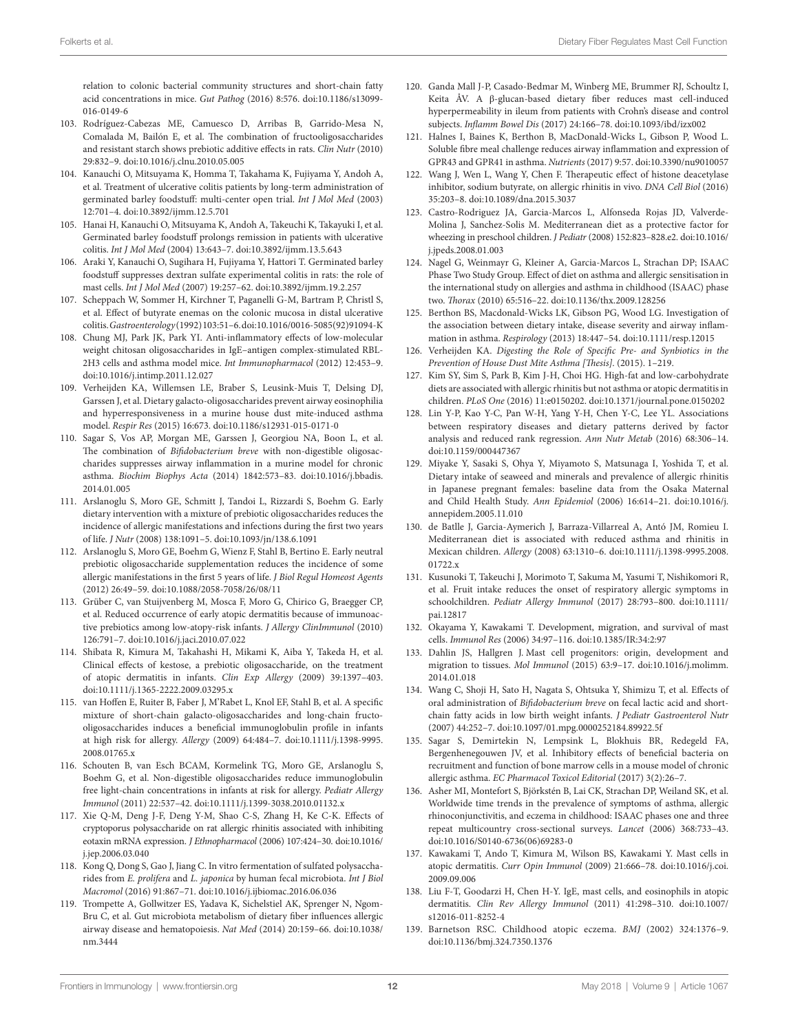relation to colonic bacterial community structures and short-chain fatty acid concentrations in mice. *Gut Pathog* (2016) 8:576. doi:10.1186/s13099-016-0149-6

103. Rodríguez-Cabezas ME, Camuesco D, Arribas B, Garrido-Mesa N, Comalada M, Bailón E, et al. The combination of fructooligosaccharides and resistant starch shows prebiotic additive effects in rats. *Clin Nutr* (2010) 29:832–9. doi:10.1016/j.clnu.2010.05.005
104. Kanauchi O, Mitsuyama K, Homma T, Takahama K, Fujiyama Y, Andoh A, et al. Treatment of ulcerative colitis patients by long-term administration of germinated barley foodstuff: multi-center open trial. *Int J Mol Med* (2003) 12:701–4. doi:10.3892/ijmm.12.5.701
105. Hanai H, Kanauchi O, Mitsuyama K, Andoh A, Takeuchi K, Takayuki I, et al. Germinated barley foodstuff prolongs remission in patients with ulcerative colitis. *Int J Mol Med* (2004) 13:643–7. doi:10.3892/ijmm.13.5.643
106. Araki Y, Kanauchi O, Sugihara H, Fujiyama Y, Hattori T. Germinated barley foodstuff suppresses dextran sulfate experimental colitis in rats: the role of mast cells. *Int J Mol Med* (2007) 19:257–62. doi:10.3892/ijmm.19.2.257
107. Scheppach W, Sommer H, Kirchner T, Paganelli G-M, Bartram P, Christl S, et al. Effect of butyrate enemas on the colonic mucosa in distal ulcerative colitis. *Gastroenterology* (1992) 103:51–6. doi:10.1016/0016-5085(92)91094-K
108. Chung MJ, Park JK, Park YI. Anti-inflammatory effects of low-molecular weight chitosan oligosaccharides in IgE–antigen complex-stimulated RBL-2H3 cells and asthma model mice. *Int Immunopharmacol* (2012) 12:453–9. doi:10.1016/j.intimp.2011.12.027
109. Verheijden KA, Willemsen LE, Braber S, Leusink-Muis T, Delsing DJ, Garssen J, et al. Dietary galacto-oligosaccharides prevent airway eosinophilia and hyperresponsiveness in a murine house dust mite-induced asthma model. *Respir Res* (2015) 16:673. doi:10.1186/s12931-015-0171-0
110. Sagar S, Vos AP, Morgan ME, Garssen J, Georgiou NA, Boon L, et al. The combination of *Bifidobacterium breve* with non-digestible oligosaccharides suppresses airway inflammation in a murine model for chronic asthma. *Biochim Biophys Acta* (2014) 1842:573–83. doi:10.1016/j.bbadis.2014.01.005
111. Arslanoglu S, Moro GE, Schmitt J, Tandoi L, Rizzardi S, Boehm G. Early dietary intervention with a mixture of prebiotic oligosaccharides reduces the incidence of allergic manifestations and infections during the first two years of life. *J Nutr* (2008) 138:1091–5. doi:10.1093/jn/138.6.1091
112. Arslanoglu S, Moro GE, Boehm G, Wienz F, Stahl B, Bertino E. Early neutral prebiotic oligosaccharide supplementation reduces the incidence of some allergic manifestations in the first 5 years of life. *J Biol Regul Homeost Agents* (2012) 26:49–59. doi:10.1088/2058-7058/26/08/11
113. Grüber C, van Stuijvenberg M, Mosca F, Moro G, Chirico G, Braegger CP, et al. Reduced occurrence of early atopic dermatitis because of immunoactive prebiotics among low-atopy-risk infants. *J Allergy ClinImmunol* (2010) 126:791–7. doi:10.1016/j.jaci.2010.07.022
114. Shibata R, Kimura M, Takahashi H, Mikami K, Aiba Y, Takeda H, et al. Clinical effects of kestose, a prebiotic oligosaccharide, on the treatment of atopic dermatitis in infants. *Clin Exp Allergy* (2009) 39:1397–403. doi:10.1111/j.1365-2222.2009.03295.x
115. van Hoffen E, Ruiter B, Faber J, M'Rabet L, Knol EF, Stahl B, et al. A specific mixture of short-chain galacto-oligosaccharides and long-chain fructo-oligosaccharides induces a beneficial immunoglobulin profile in infants at high risk for allergy. *Allergy* (2009) 64:484–7. doi:10.1111/j.1398-9995.2008.01765.x
116. Schouten B, van Esch BCAM, Kormelink TG, Moro GE, Arslanoglu S, Boehm G, et al. Non-digestible oligosaccharides reduce immunoglobulin free light-chain concentrations in infants at risk for allergy. *Pediatr Allergy Immunol* (2011) 22:537–42. doi:10.1111/j.1399-3038.2010.01132.x
117. Xie Q-M, Deng J-F, Deng Y-M, Shao C-S, Zhang H, Ke C-K. Effects of cryptoporus polysaccharide on rat allergic rhinitis associated with inhibiting eotaxin mRNA expression. *J Ethnopharmacol* (2006) 107:424–30. doi:10.1016/j.jep.2006.03.040
118. Kong Q, Dong S, Gao J, Jiang C. In vitro fermentation of sulfated polysaccharides from *E. prolifera* and *L. japonica* by human fecal microbiota. *Int J Biol Macromol* (2016) 91:867–71. doi:10.1016/j.ijbiomac.2016.06.036
119. Trompette A, Gollwitzer ES, Yadava K, Sichelstiel AK, Sprenger N, Ngom-Bru C, et al. Gut microbiota metabolism of dietary fiber influences allergic airway disease and hematopoiesis. *Nat Med* (2014) 20:159–66. doi:10.1038/nm.3444
120. Ganda Mall J-P, Casado-Bedmar M, Winberg ME, Brummer RJ, Schoultz I, Keita ÅV. A β-glucan-based dietary fiber reduces mast cell-induced hyperpermeability in ileum from patients with Crohn's disease and control subjects. *Inflamm Bowel Dis* (2017) 24:166–78. doi:10.1093/ibd/izx002
121. Halnes I, Baines K, Berthon B, MacDonald-Wicks L, Gibson P, Wood L. Soluble fibre meal challenge reduces airway inflammation and expression of GPR43 and GPR41 in asthma. *Nutrients* (2017) 9:57. doi:10.3390/nu9010057
122. Wang J, Wen L, Wang Y, Chen F. Therapeutic effect of histone deacetylase inhibitor, sodium butyrate, on allergic rhinitis in vivo. *DNA Cell Biol* (2016) 35:203–8. doi:10.1089/dna.2015.3037
123. Castro-Rodriguez JA, Garcia-Marcos L, Alfonseda Rojas JD, Valverde-Molina J, Sanchez-Solis M. Mediterranean diet as a protective factor for wheezing in preschool children. *J Pediatr* (2008) 152:823–828.e2. doi:10.1016/j.jpeds.2008.01.003
124. Nagel G, Weinmayr G, Kleiner A, Garcia-Marcos L, Strachan DP; ISAAC Phase Two Study Group. Effect of diet on asthma and allergic sensitisation in the international study on allergies and asthma in childhood (ISAAC) phase two. *Thorax* (2010) 65:516–22. doi:10.1136/thx.2009.128256
125. Berthon BS, Macdonald-Wicks LK, Gibson PG, Wood LG. Investigation of the association between dietary intake, disease severity and airway inflammation in asthma. *Respirology* (2013) 18:447–54. doi:10.1111/resp.12015
126. Verheijden KA. *Digesting the Role of Specific Pre- and Synbiotics in the Prevention of House Dust Mite Asthma [Thesis]*. (2015). 1–219.
127. Kim SY, Sim S, Park B, Kim J-H, Choi HG. High-fat and low-carbohydrate diets are associated with allergic rhinitis but not asthma or atopic dermatitis in children. *PLoS One* (2016) 11:e0150202. doi:10.1371/journal.pone.0150202
128. Lin Y-P, Kao Y-C, Pan W-H, Yang Y-H, Chen Y-C, Lee YL. Associations between respiratory diseases and dietary patterns derived by factor analysis and reduced rank regression. *Ann Nutr Metab* (2016) 68:306–14. doi:10.1159/000447367
129. Miyake Y, Sasaki S, Ohya Y, Miyamoto S, Matsunaga I, Yoshida T, et al. Dietary intake of seaweed and minerals and prevalence of allergic rhinitis in Japanese pregnant females: baseline data from the Osaka Maternal and Child Health Study. *Ann Epidemiol* (2006) 16:614–21. doi:10.1016/j.annepidem.2005.11.010
130. de Batlle J, Garcia-Aymerich J, Barraza-Villarreal A, Antó JM, Romieu I. Mediterranean diet is associated with reduced asthma and rhinitis in Mexican children. *Allergy* (2008) 63:1310–6. doi:10.1111/j.1398-9995.2008.01722.x
131. Kusunoki T, Takeuchi J, Morimoto T, Sakuma M, Yasumi T, Nishikomori R, et al. Fruit intake reduces the onset of respiratory allergic symptoms in schoolchildren. *Pediatr Allergy Immunol* (2017) 28:793–800. doi:10.1111/pai.12817
132. Okayama Y, Kawakami T. Development, migration, and survival of mast cells. *Immunol Res* (2006) 34:97–116. doi:10.1385/IR:34:2:97
133. Dahlin JS, Hallgren J. Mast cell progenitors: origin, development and migration to tissues. *Mol Immunol* (2015) 63:9–17. doi:10.1016/j.molimm.2014.01.018
134. Wang C, Shoji H, Sato H, Nagata S, Ohtsuka Y, Shimizu T, et al. Effects of oral administration of *Bifidobacterium breve* on fecal lactic acid and short-chain fatty acids in low birth weight infants. *J Pediatr Gastroenterol Nutr* (2007) 44:252–7. doi:10.1097/01.mpg.0000252184.89922.5f
135. Sagar S, Demirtekin N, Lempsink L, Blokhuis BR, Redegeld FA, Bergenhenegouwen JV, et al. Inhibitory effects of beneficial bacteria on recruitment and function of bone marrow cells in a mouse model of chronic allergic asthma. *EC Pharmacol Toxicol Editorial* (2017) 3(2):26–7.
136. Asher MI, Montefort S, Björkstén B, Lai CK, Strachan DP, Weiland SK, et al. Worldwide time trends in the prevalence of symptoms of asthma, allergic rhinoconjunctivitis, and eczema in childhood: ISAAC phases one and three repeat multicountry cross-sectional surveys. *Lancet* (2006) 368:733–43. doi:10.1016/S0140-6736(06)69283-0
137. Kawakami T, Ando T, Kimura M, Wilson BS, Kawakami Y. Mast cells in atopic dermatitis. *Curr Opin Immunol* (2009) 21:666–78. doi:10.1016/j.coi.2009.09.006
138. Liu F-T, Goodarzi H, Chen H-Y. IgE, mast cells, and eosinophils in atopic dermatitis. *Clin Rev Allergy Immunol* (2011) 41:298–310. doi:10.1007/s12016-011-8252-4
139. Barnetson RSC. Childhood atopic eczema. *BMJ* (2002) 324:1376–9. doi:10.1136/bmj.324.7350.1376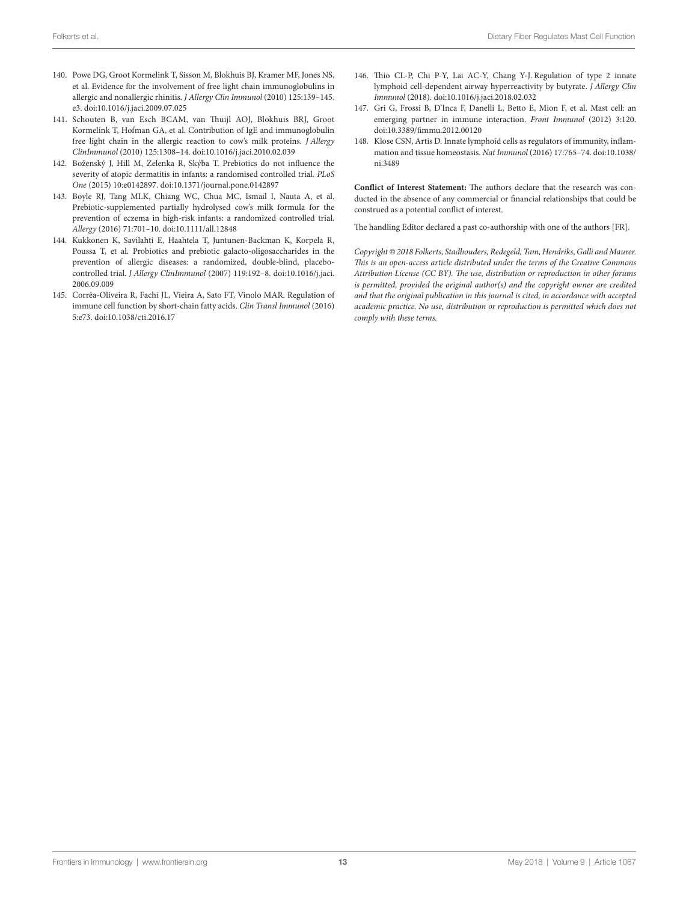140. Powe DG, Groot Kormelink T, Sisson M, Blokhuis BJ, Kramer MF, Jones NS, et al. Evidence for the involvement of free light chain immunoglobulins in allergic and nonallergic rhinitis. *J Allergy Clin Immunol* (2010) 125:139–145.e3. doi:10.1016/j.jaci.2009.07.025
141. Schouten B, van Esch BCAM, van Thuijl AOJ, Blokhuis BRJ, Groot Kormelink T, Hofman GA, et al. Contribution of IgE and immunoglobulin free light chain in the allergic reaction to cow's milk proteins. *J Allergy ClinImmunol* (2010) 125:1308–14. doi:10.1016/j.jaci.2010.02.039
142. Boženský J, Hill M, Zelenka R, Skýba T. Prebiotics do not influence the severity of atopic dermatitis in infants: a randomised controlled trial. *PLoS One* (2015) 10:e0142897. doi:10.1371/journal.pone.0142897
143. Boyle RJ, Tang MLK, Chiang WC, Chua MC, Ismail I, Nauta A, et al. Prebiotic-supplemented partially hydrolysed cow's milk formula for the prevention of eczema in high-risk infants: a randomized controlled trial. *Allergy* (2016) 71:701–10. doi:10.1111/all.12848
144. Kukkonen K, Savilahti E, Haahtela T, Juntunen-Backman K, Korpela R, Poussa T, et al. Probiotics and prebiotic galacto-oligosaccharides in the prevention of allergic diseases: a randomized, double-blind, placebo-controlled trial. *J Allergy ClinImmunol* (2007) 119:192–8. doi:10.1016/j.jaci.2006.09.009
145. Corrêa-Oliveira R, Fachi JL, Vieira A, Sato FT, Vinolo MAR. Regulation of immune cell function by short-chain fatty acids. *Clin Transl Immunol* (2016) 5:e73. doi:10.1038/cti.2016.17
146. Thio CL-P, Chi P-Y, Lai AC-Y, Chang Y-J. Regulation of type 2 innate lymphoid cell-dependent airway hyperreactivity by butyrate. *J Allergy Clin Immunol* (2018). doi:10.1016/j.jaci.2018.02.032
147. Gri G, Frossi B, D'Inca F, Danelli L, Betto E, Mion F, et al. Mast cell: an emerging partner in immune interaction. *Front Immunol* (2012) 3:120. doi:10.3389/fimmu.2012.00120
148. Klose CSN, Artis D. Innate lymphoid cells as regulators of immunity, inflammation and tissue homeostasis. *Nat Immunol* (2016) 17:765–74. doi:10.1038/ni.3489

**Conflict of Interest Statement:** The authors declare that the research was conducted in the absence of any commercial or financial relationships that could be construed as a potential conflict of interest.

The handling Editor declared a past co-authorship with one of the authors [FR].

*Copyright © 2018 Folkerts, Stadhouders, Redegeld, Tam, Hendriks, Galli and Maurer. This is an open-access article distributed under the terms of the Creative Commons Attribution License (CC BY). The use, distribution or reproduction in other forums is permitted, provided the original author(s) and the copyright owner are credited and that the original publication in this journal is cited, in accordance with accepted academic practice. No use, distribution or reproduction is permitted which does not comply with these terms.*